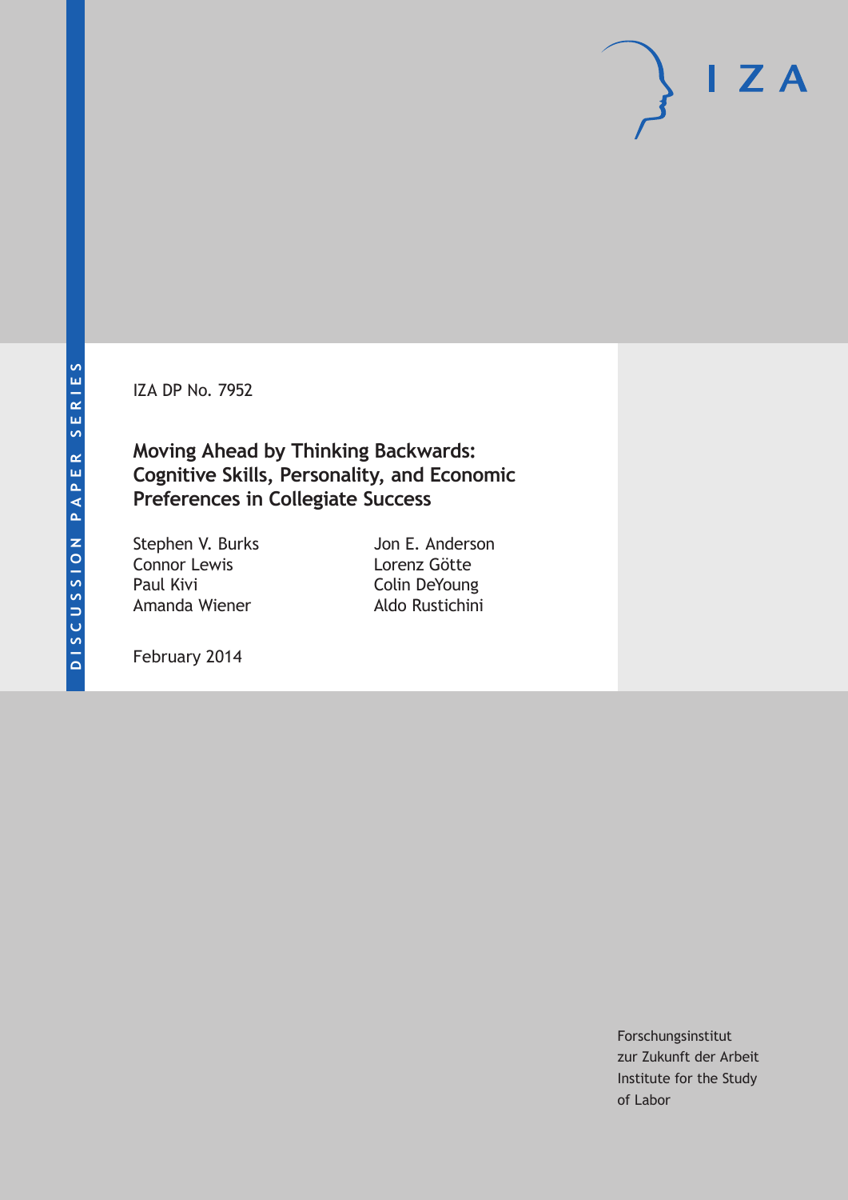DISCUSSION PAPER SERIES

IZA DP No. 7952

# Moving Ahead by Thinking Backwards: Cognitive Skills, Personality, and Economic Preferences in Collegiate Success

Stephen V. Burks
Connor Lewis
Paul Kivi
Amanda Wiener
Jon E. Anderson
Lorenz Götte
Colin DeYoung
Aldo Rustichini

February 2014

Forschungsinstitut
zur Zukunft der Arbeit
Institute for the Study
of Labor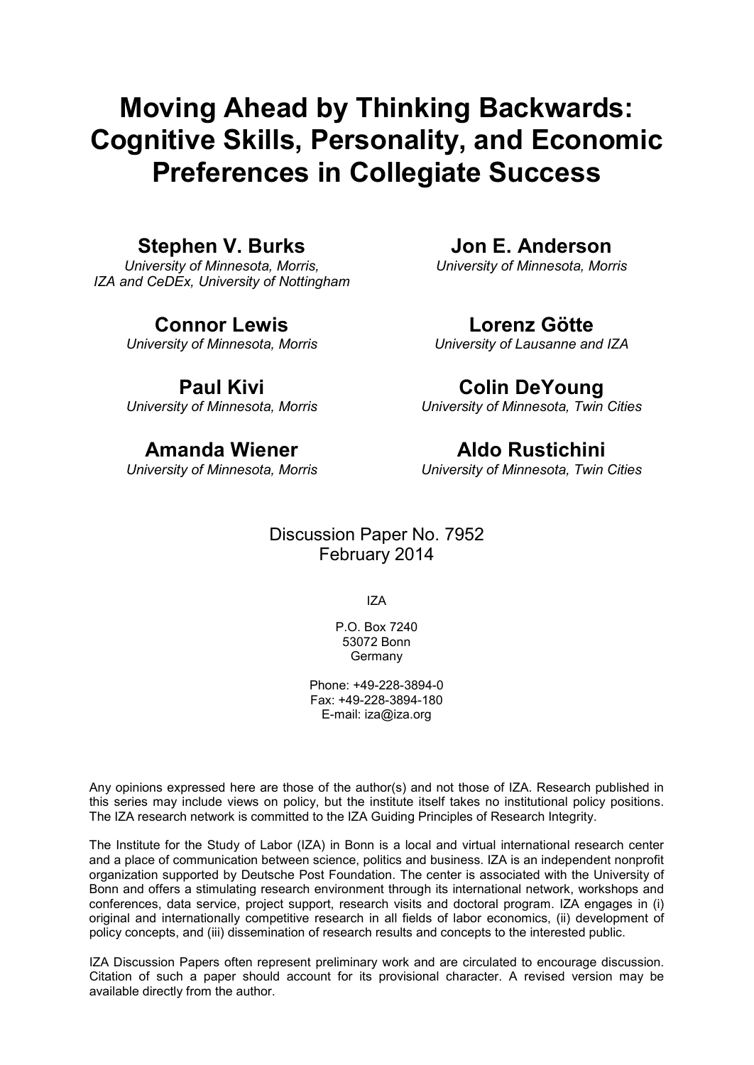# Moving Ahead by Thinking Backwards: Cognitive Skills, Personality, and Economic Preferences in Collegiate Success

**Stephen V. Burks**
*University of Minnesota, Morris, IZA and CeDEx, University of Nottingham*

**Jon E. Anderson**
*University of Minnesota, Morris*

**Connor Lewis**
*University of Minnesota, Morris*

**Lorenz Götte**
*University of Lausanne and IZA*

**Paul Kivi**
*University of Minnesota, Morris*

**Colin DeYoung**
*University of Minnesota, Twin Cities*

**Amanda Wiener**
*University of Minnesota, Morris*

**Aldo Rustichini**
*University of Minnesota, Twin Cities*

Discussion Paper No. 7952
February 2014

IZA

P.O. Box 7240
53072 Bonn
Germany

Phone: +49-228-3894-0
Fax: +49-228-3894-180
E-mail: iza@iza.org

Any opinions expressed here are those of the author(s) and not those of IZA. Research published in this series may include views on policy, but the institute itself takes no institutional policy positions. The IZA research network is committed to the IZA Guiding Principles of Research Integrity.

The Institute for the Study of Labor (IZA) in Bonn is a local and virtual international research center and a place of communication between science, politics and business. IZA is an independent nonprofit organization supported by Deutsche Post Foundation. The center is associated with the University of Bonn and offers a stimulating research environment through its international network, workshops and conferences, data service, project support, research visits and doctoral program. IZA engages in (i) original and internationally competitive research in all fields of labor economics, (ii) development of policy concepts, and (iii) dissemination of research results and concepts to the interested public.

IZA Discussion Papers often represent preliminary work and are circulated to encourage discussion. Citation of such a paper should account for its provisional character. A revised version may be available directly from the author.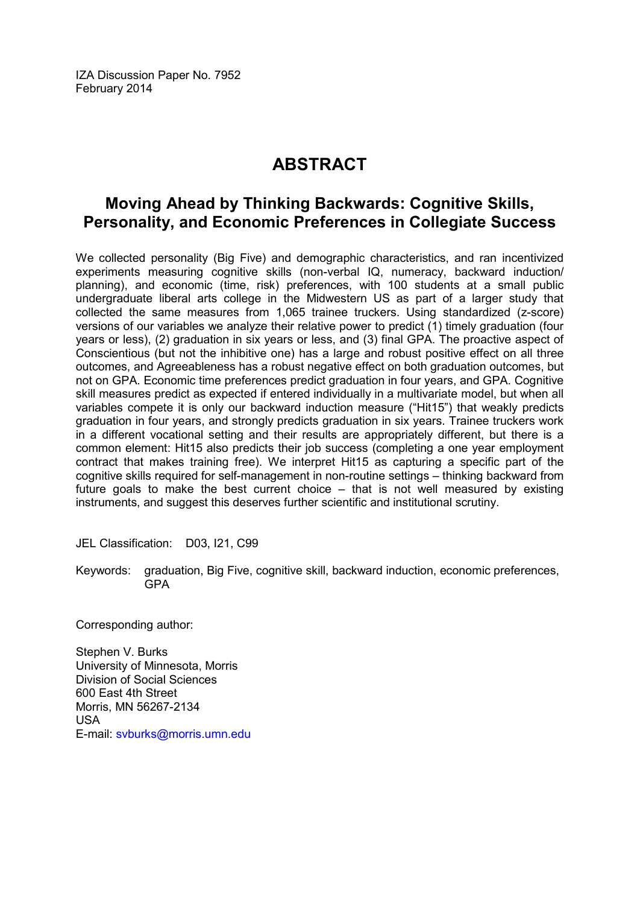IZA Discussion Paper No. 7952
February 2014

# ABSTRACT

## Moving Ahead by Thinking Backwards: Cognitive Skills, Personality, and Economic Preferences in Collegiate Success

We collected personality (Big Five) and demographic characteristics, and ran incentivized experiments measuring cognitive skills (non-verbal IQ, numeracy, backward induction/planning), and economic (time, risk) preferences, with 100 students at a small public undergraduate liberal arts college in the Midwestern US as part of a larger study that collected the same measures from 1,065 trainee truckers. Using standardized (z-score) versions of our variables we analyze their relative power to predict (1) timely graduation (four years or less), (2) graduation in six years or less, and (3) final GPA. The proactive aspect of Conscientious (but not the inhibitive one) has a large and robust positive effect on all three outcomes, and Agreeableness has a robust negative effect on both graduation outcomes, but not on GPA. Economic time preferences predict graduation in four years, and GPA. Cognitive skill measures predict as expected if entered individually in a multivariate model, but when all variables compete it is only our backward induction measure ("Hit15") that weakly predicts graduation in four years, and strongly predicts graduation in six years. Trainee truckers work in a different vocational setting and their results are appropriately different, but there is a common element: Hit15 also predicts their job success (completing a one year employment contract that makes training free). We interpret Hit15 as capturing a specific part of the cognitive skills required for self-management in non-routine settings – thinking backward from future goals to make the best current choice – that is not well measured by existing instruments, and suggest this deserves further scientific and institutional scrutiny.

JEL Classification: D03, I21, C99

Keywords: graduation, Big Five, cognitive skill, backward induction, economic preferences, GPA

Corresponding author:

Stephen V. Burks
University of Minnesota, Morris
Division of Social Sciences
600 East 4th Street
Morris, MN 56267-2134
USA
E-mail: svburks@morris.umn.edu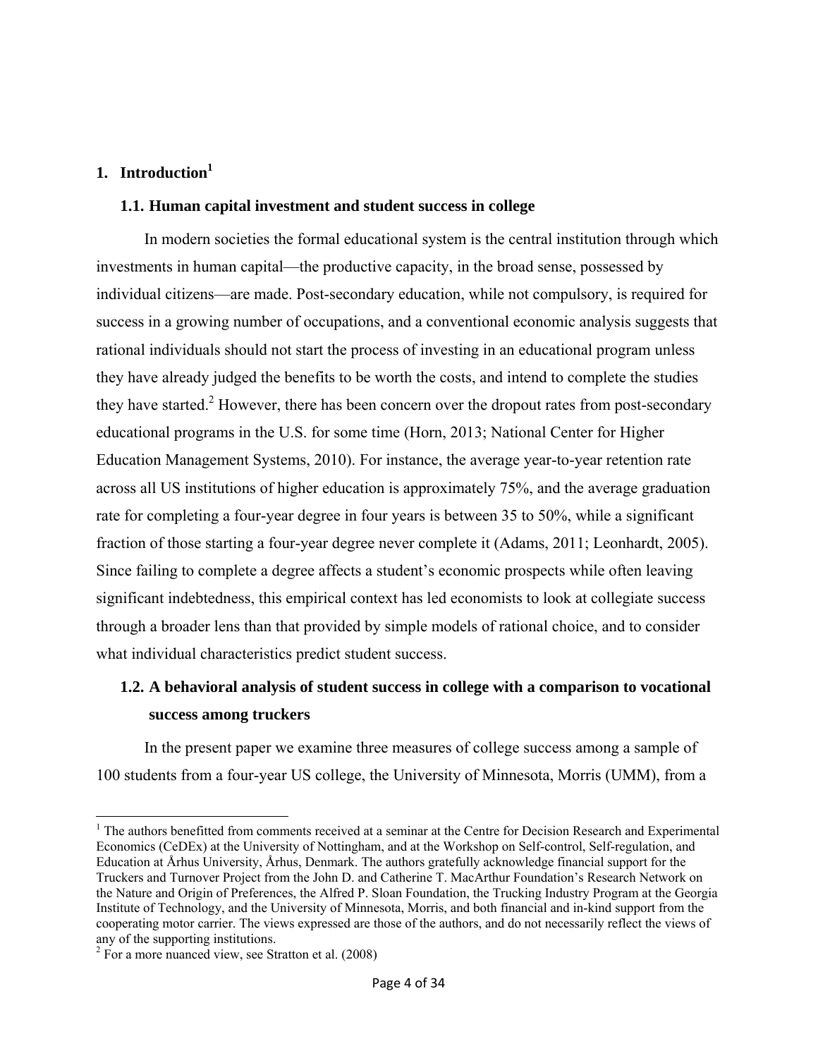## 1. Introduction[1]

### 1.1. Human capital investment and student success in college

In modern societies the formal educational system is the central institution through which investments in human capital—the productive capacity, in the broad sense, possessed by individual citizens—are made. Post-secondary education, while not compulsory, is required for success in a growing number of occupations, and a conventional economic analysis suggests that rational individuals should not start the process of investing in an educational program unless they have already judged the benefits to be worth the costs, and intend to complete the studies they have started.[2] However, there has been concern over the dropout rates from post-secondary educational programs in the U.S. for some time (Horn, 2013; National Center for Higher Education Management Systems, 2010). For instance, the average year-to-year retention rate across all US institutions of higher education is approximately 75%, and the average graduation rate for completing a four-year degree in four years is between 35 to 50%, while a significant fraction of those starting a four-year degree never complete it (Adams, 2011; Leonhardt, 2005). Since failing to complete a degree affects a student's economic prospects while often leaving significant indebtedness, this empirical context has led economists to look at collegiate success through a broader lens than that provided by simple models of rational choice, and to consider what individual characteristics predict student success.

### 1.2. A behavioral analysis of student success in college with a comparison to vocational success among truckers

In the present paper we examine three measures of college success among a sample of 100 students from a four-year US college, the University of Minnesota, Morris (UMM), from a

---

[1] The authors benefitted from comments received at a seminar at the Centre for Decision Research and Experimental Economics (CeDEx) at the University of Nottingham, and at the Workshop on Self-control, Self-regulation, and Education at Århus University, Århus, Denmark. The authors gratefully acknowledge financial support for the Truckers and Turnover Project from the John D. and Catherine T. MacArthur Foundation's Research Network on the Nature and Origin of Preferences, the Alfred P. Sloan Foundation, the Trucking Industry Program at the Georgia Institute of Technology, and the University of Minnesota, Morris, and both financial and in-kind support from the cooperating motor carrier. The views expressed are those of the authors, and do not necessarily reflect the views of any of the supporting institutions.

[2] For a more nuanced view, see Stratton et al. (2008)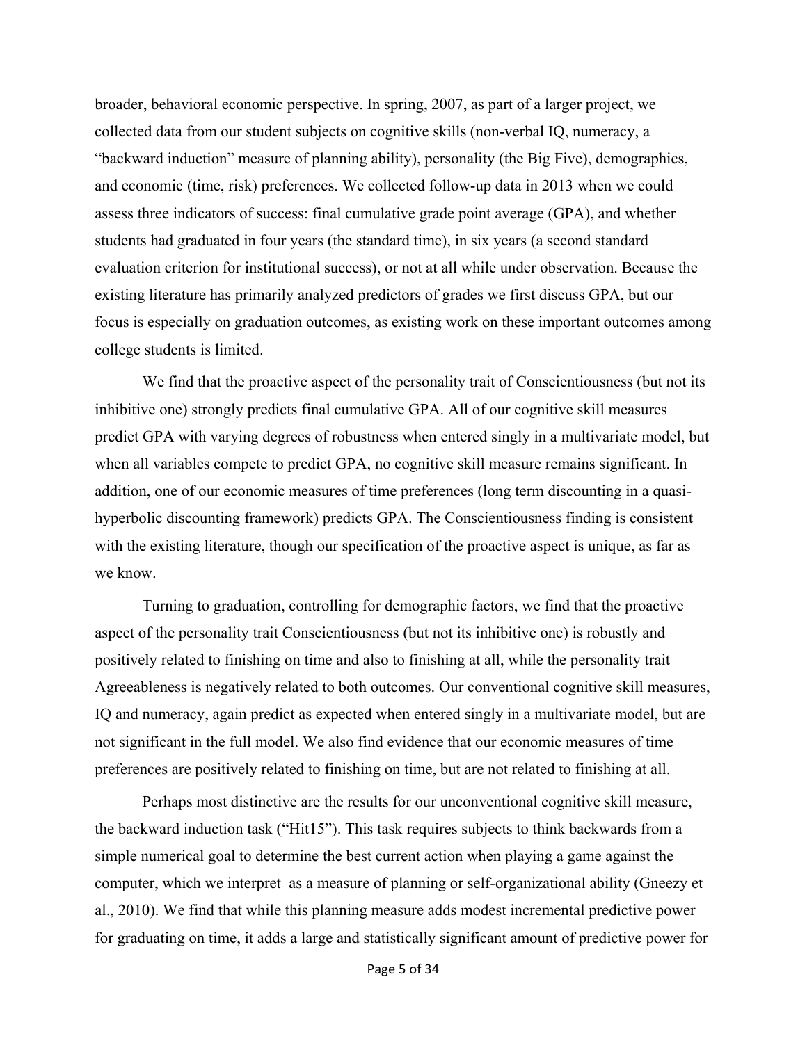broader, behavioral economic perspective. In spring, 2007, as part of a larger project, we collected data from our student subjects on cognitive skills (non-verbal IQ, numeracy, a "backward induction" measure of planning ability), personality (the Big Five), demographics, and economic (time, risk) preferences. We collected follow-up data in 2013 when we could assess three indicators of success: final cumulative grade point average (GPA), and whether students had graduated in four years (the standard time), in six years (a second standard evaluation criterion for institutional success), or not at all while under observation. Because the existing literature has primarily analyzed predictors of grades we first discuss GPA, but our focus is especially on graduation outcomes, as existing work on these important outcomes among college students is limited.

We find that the proactive aspect of the personality trait of Conscientiousness (but not its inhibitive one) strongly predicts final cumulative GPA. All of our cognitive skill measures predict GPA with varying degrees of robustness when entered singly in a multivariate model, but when all variables compete to predict GPA, no cognitive skill measure remains significant. In addition, one of our economic measures of time preferences (long term discounting in a quasi-hyperbolic discounting framework) predicts GPA. The Conscientiousness finding is consistent with the existing literature, though our specification of the proactive aspect is unique, as far as we know.

Turning to graduation, controlling for demographic factors, we find that the proactive aspect of the personality trait Conscientiousness (but not its inhibitive one) is robustly and positively related to finishing on time and also to finishing at all, while the personality trait Agreeableness is negatively related to both outcomes. Our conventional cognitive skill measures, IQ and numeracy, again predict as expected when entered singly in a multivariate model, but are not significant in the full model. We also find evidence that our economic measures of time preferences are positively related to finishing on time, but are not related to finishing at all.

Perhaps most distinctive are the results for our unconventional cognitive skill measure, the backward induction task ("Hit15"). This task requires subjects to think backwards from a simple numerical goal to determine the best current action when playing a game against the computer, which we interpret as a measure of planning or self-organizational ability (Gneezy et al., 2010). We find that while this planning measure adds modest incremental predictive power for graduating on time, it adds a large and statistically significant amount of predictive power for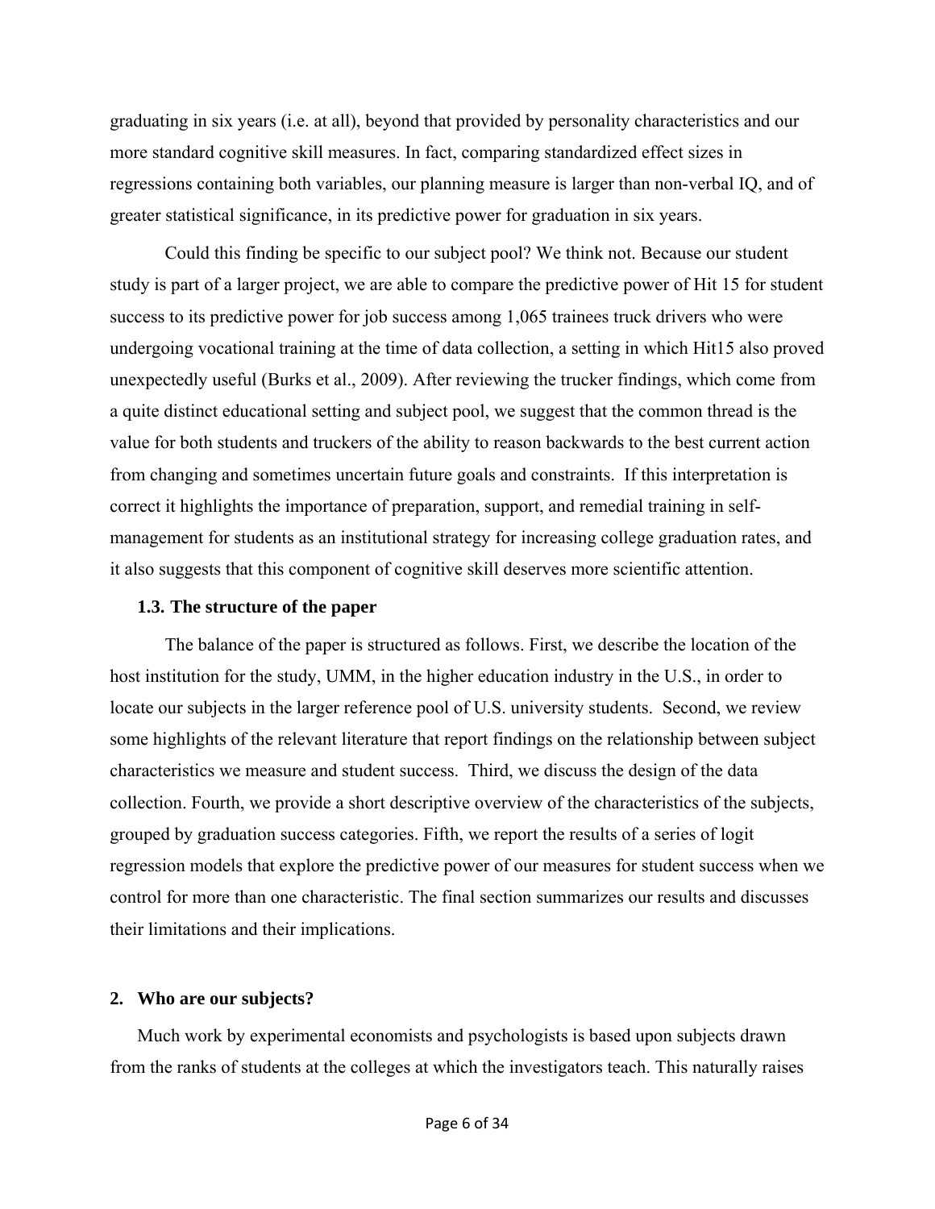graduating in six years (i.e. at all), beyond that provided by personality characteristics and our more standard cognitive skill measures. In fact, comparing standardized effect sizes in regressions containing both variables, our planning measure is larger than non-verbal IQ, and of greater statistical significance, in its predictive power for graduation in six years.

Could this finding be specific to our subject pool? We think not. Because our student study is part of a larger project, we are able to compare the predictive power of Hit 15 for student success to its predictive power for job success among 1,065 trainees truck drivers who were undergoing vocational training at the time of data collection, a setting in which Hit15 also proved unexpectedly useful (Burks et al., 2009). After reviewing the trucker findings, which come from a quite distinct educational setting and subject pool, we suggest that the common thread is the value for both students and truckers of the ability to reason backwards to the best current action from changing and sometimes uncertain future goals and constraints. If this interpretation is correct it highlights the importance of preparation, support, and remedial training in self-management for students as an institutional strategy for increasing college graduation rates, and it also suggests that this component of cognitive skill deserves more scientific attention.

### 1.3. The structure of the paper

The balance of the paper is structured as follows. First, we describe the location of the host institution for the study, UMM, in the higher education industry in the U.S., in order to locate our subjects in the larger reference pool of U.S. university students. Second, we review some highlights of the relevant literature that report findings on the relationship between subject characteristics we measure and student success. Third, we discuss the design of the data collection. Fourth, we provide a short descriptive overview of the characteristics of the subjects, grouped by graduation success categories. Fifth, we report the results of a series of logit regression models that explore the predictive power of our measures for student success when we control for more than one characteristic. The final section summarizes our results and discusses their limitations and their implications.

## 2. Who are our subjects?

Much work by experimental economists and psychologists is based upon subjects drawn from the ranks of students at the colleges at which the investigators teach. This naturally raises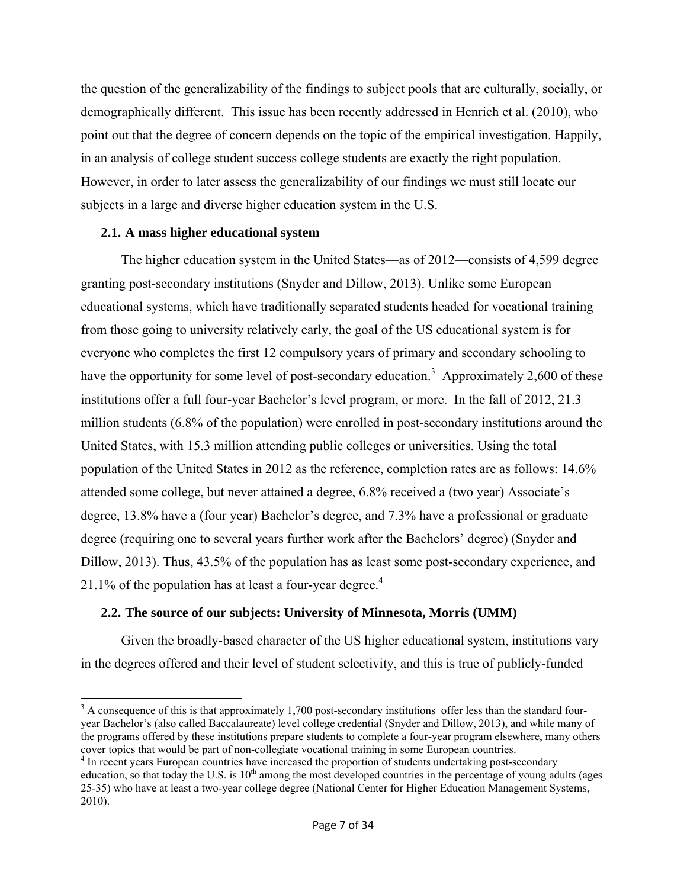the question of the generalizability of the findings to subject pools that are culturally, socially, or demographically different. This issue has been recently addressed in Henrich et al. (2010), who point out that the degree of concern depends on the topic of the empirical investigation. Happily, in an analysis of college student success college students are exactly the right population. However, in order to later assess the generalizability of our findings we must still locate our subjects in a large and diverse higher education system in the U.S.

### 2.1. A mass higher educational system

The higher education system in the United States—as of 2012—consists of 4,599 degree granting post-secondary institutions (Snyder and Dillow, 2013). Unlike some European educational systems, which have traditionally separated students headed for vocational training from those going to university relatively early, the goal of the US educational system is for everyone who completes the first 12 compulsory years of primary and secondary schooling to have the opportunity for some level of post-secondary education.[3] Approximately 2,600 of these institutions offer a full four-year Bachelor's level program, or more. In the fall of 2012, 21.3 million students (6.8% of the population) were enrolled in post-secondary institutions around the United States, with 15.3 million attending public colleges or universities. Using the total population of the United States in 2012 as the reference, completion rates are as follows: 14.6% attended some college, but never attained a degree, 6.8% received a (two year) Associate's degree, 13.8% have a (four year) Bachelor's degree, and 7.3% have a professional or graduate degree (requiring one to several years further work after the Bachelors' degree) (Snyder and Dillow, 2013). Thus, 43.5% of the population has as least some post-secondary experience, and 21.1% of the population has at least a four-year degree.[4]

### 2.2. The source of our subjects: University of Minnesota, Morris (UMM)

Given the broadly-based character of the US higher educational system, institutions vary in the degrees offered and their level of student selectivity, and this is true of publicly-funded

[3] A consequence of this is that approximately 1,700 post-secondary institutions offer less than the standard four-year Bachelor's (also called Baccalaureate) level college credential (Snyder and Dillow, 2013), and while many of the programs offered by these institutions prepare students to complete a four-year program elsewhere, many others cover topics that would be part of non-collegiate vocational training in some European countries.

[4] In recent years European countries have increased the proportion of students undertaking post-secondary education, so that today the U.S. is 10th among the most developed countries in the percentage of young adults (ages 25-35) who have at least a two-year college degree (National Center for Higher Education Management Systems, 2010).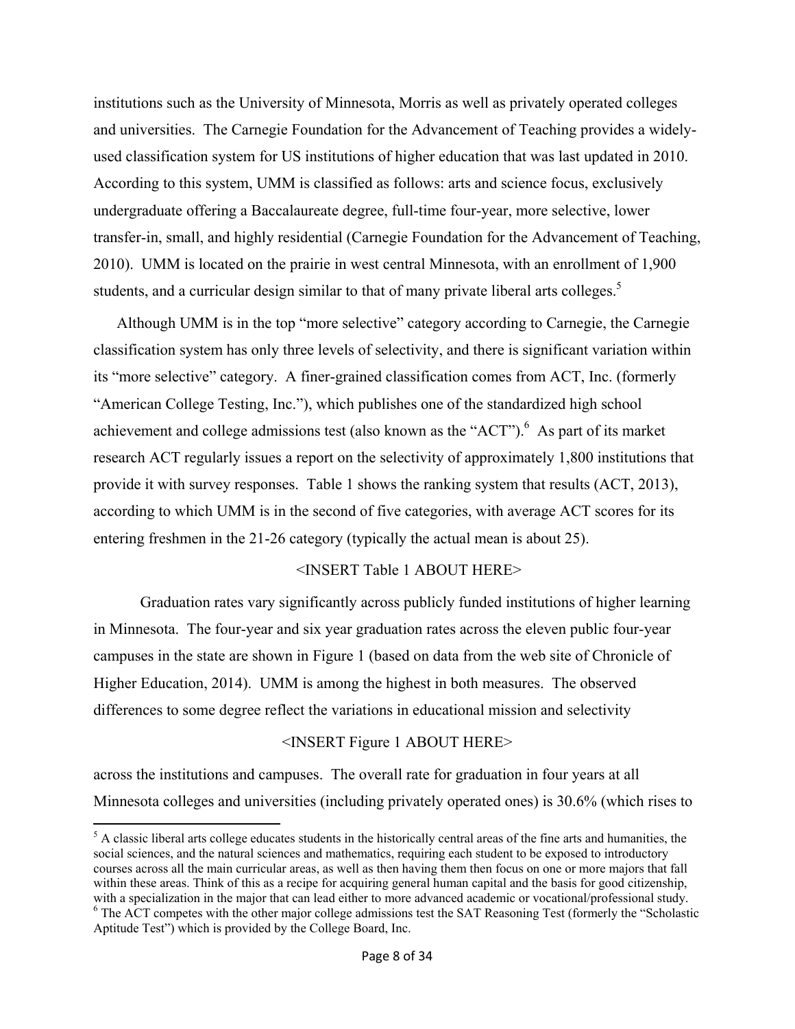institutions such as the University of Minnesota, Morris as well as privately operated colleges and universities. The Carnegie Foundation for the Advancement of Teaching provides a widely-used classification system for US institutions of higher education that was last updated in 2010. According to this system, UMM is classified as follows: arts and science focus, exclusively undergraduate offering a Baccalaureate degree, full-time four-year, more selective, lower transfer-in, small, and highly residential (Carnegie Foundation for the Advancement of Teaching, 2010). UMM is located on the prairie in west central Minnesota, with an enrollment of 1,900 students, and a curricular design similar to that of many private liberal arts colleges.[5]

Although UMM is in the top "more selective" category according to Carnegie, the Carnegie classification system has only three levels of selectivity, and there is significant variation within its "more selective" category. A finer-grained classification comes from ACT, Inc. (formerly "American College Testing, Inc."), which publishes one of the standardized high school achievement and college admissions test (also known as the "ACT").[6] As part of its market research ACT regularly issues a report on the selectivity of approximately 1,800 institutions that provide it with survey responses. Table 1 shows the ranking system that results (ACT, 2013), according to which UMM is in the second of five categories, with average ACT scores for its entering freshmen in the 21-26 category (typically the actual mean is about 25).

<INSERT Table 1 ABOUT HERE>

Graduation rates vary significantly across publicly funded institutions of higher learning in Minnesota. The four-year and six year graduation rates across the eleven public four-year campuses in the state are shown in Figure 1 (based on data from the web site of Chronicle of Higher Education, 2014). UMM is among the highest in both measures. The observed differences to some degree reflect the variations in educational mission and selectivity

<INSERT Figure 1 ABOUT HERE>

across the institutions and campuses. The overall rate for graduation in four years at all Minnesota colleges and universities (including privately operated ones) is 30.6% (which rises to

---

[5] A classic liberal arts college educates students in the historically central areas of the fine arts and humanities, the social sciences, and the natural sciences and mathematics, requiring each student to be exposed to introductory courses across all the main curricular areas, as well as then having them then focus on one or more majors that fall within these areas. Think of this as a recipe for acquiring general human capital and the basis for good citizenship, with a specialization in the major that can lead either to more advanced academic or vocational/professional study.

[6] The ACT competes with the other major college admissions test the SAT Reasoning Test (formerly the "Scholastic Aptitude Test") which is provided by the College Board, Inc.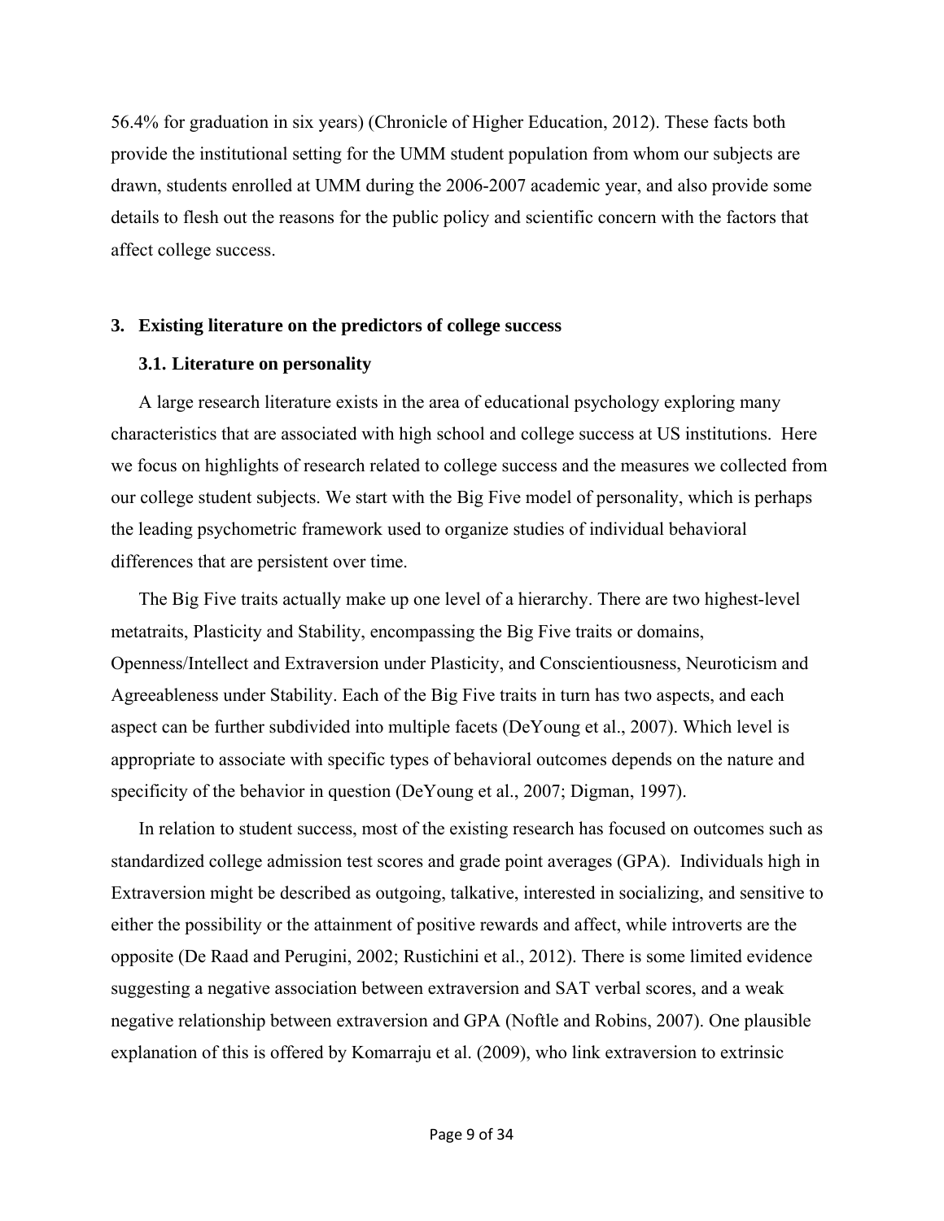56.4% for graduation in six years) (Chronicle of Higher Education, 2012). These facts both provide the institutional setting for the UMM student population from whom our subjects are drawn, students enrolled at UMM during the 2006-2007 academic year, and also provide some details to flesh out the reasons for the public policy and scientific concern with the factors that affect college success.

## 3. Existing literature on the predictors of college success

### 3.1. Literature on personality

A large research literature exists in the area of educational psychology exploring many characteristics that are associated with high school and college success at US institutions. Here we focus on highlights of research related to college success and the measures we collected from our college student subjects. We start with the Big Five model of personality, which is perhaps the leading psychometric framework used to organize studies of individual behavioral differences that are persistent over time.

The Big Five traits actually make up one level of a hierarchy. There are two highest-level metatraits, Plasticity and Stability, encompassing the Big Five traits or domains, Openness/Intellect and Extraversion under Plasticity, and Conscientiousness, Neuroticism and Agreeableness under Stability. Each of the Big Five traits in turn has two aspects, and each aspect can be further subdivided into multiple facets (DeYoung et al., 2007). Which level is appropriate to associate with specific types of behavioral outcomes depends on the nature and specificity of the behavior in question (DeYoung et al., 2007; Digman, 1997).

In relation to student success, most of the existing research has focused on outcomes such as standardized college admission test scores and grade point averages (GPA). Individuals high in Extraversion might be described as outgoing, talkative, interested in socializing, and sensitive to either the possibility or the attainment of positive rewards and affect, while introverts are the opposite (De Raad and Perugini, 2002; Rustichini et al., 2012). There is some limited evidence suggesting a negative association between extraversion and SAT verbal scores, and a weak negative relationship between extraversion and GPA (Noftle and Robins, 2007). One plausible explanation of this is offered by Komarraju et al. (2009), who link extraversion to extrinsic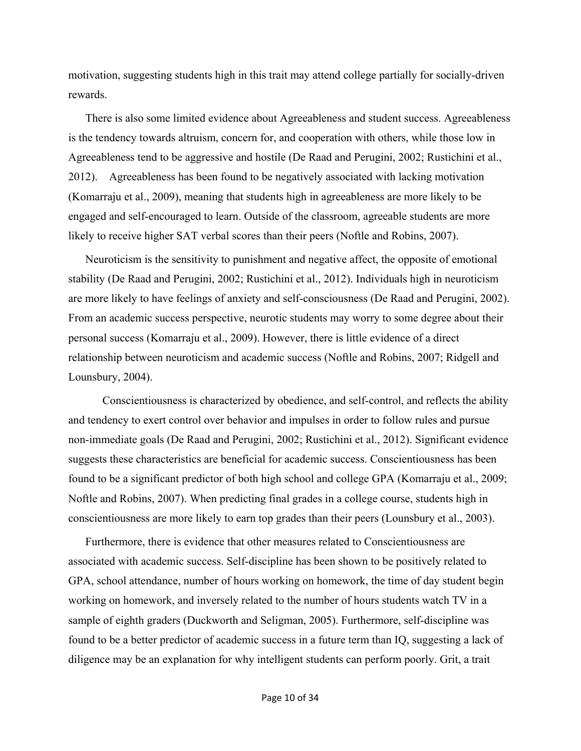motivation, suggesting students high in this trait may attend college partially for socially-driven rewards.

There is also some limited evidence about Agreeableness and student success. Agreeableness is the tendency towards altruism, concern for, and cooperation with others, while those low in Agreeableness tend to be aggressive and hostile (De Raad and Perugini, 2002; Rustichini et al., 2012). Agreeableness has been found to be negatively associated with lacking motivation (Komarraju et al., 2009), meaning that students high in agreeableness are more likely to be engaged and self-encouraged to learn. Outside of the classroom, agreeable students are more likely to receive higher SAT verbal scores than their peers (Noftle and Robins, 2007).

Neuroticism is the sensitivity to punishment and negative affect, the opposite of emotional stability (De Raad and Perugini, 2002; Rustichini et al., 2012). Individuals high in neuroticism are more likely to have feelings of anxiety and self-consciousness (De Raad and Perugini, 2002). From an academic success perspective, neurotic students may worry to some degree about their personal success (Komarraju et al., 2009). However, there is little evidence of a direct relationship between neuroticism and academic success (Noftle and Robins, 2007; Ridgell and Lounsbury, 2004).

Conscientiousness is characterized by obedience, and self-control, and reflects the ability and tendency to exert control over behavior and impulses in order to follow rules and pursue non-immediate goals (De Raad and Perugini, 2002; Rustichini et al., 2012). Significant evidence suggests these characteristics are beneficial for academic success. Conscientiousness has been found to be a significant predictor of both high school and college GPA (Komarraju et al., 2009; Noftle and Robins, 2007). When predicting final grades in a college course, students high in conscientiousness are more likely to earn top grades than their peers (Lounsbury et al., 2003).

Furthermore, there is evidence that other measures related to Conscientiousness are associated with academic success. Self-discipline has been shown to be positively related to GPA, school attendance, number of hours working on homework, the time of day student begin working on homework, and inversely related to the number of hours students watch TV in a sample of eighth graders (Duckworth and Seligman, 2005). Furthermore, self-discipline was found to be a better predictor of academic success in a future term than IQ, suggesting a lack of diligence may be an explanation for why intelligent students can perform poorly. Grit, a trait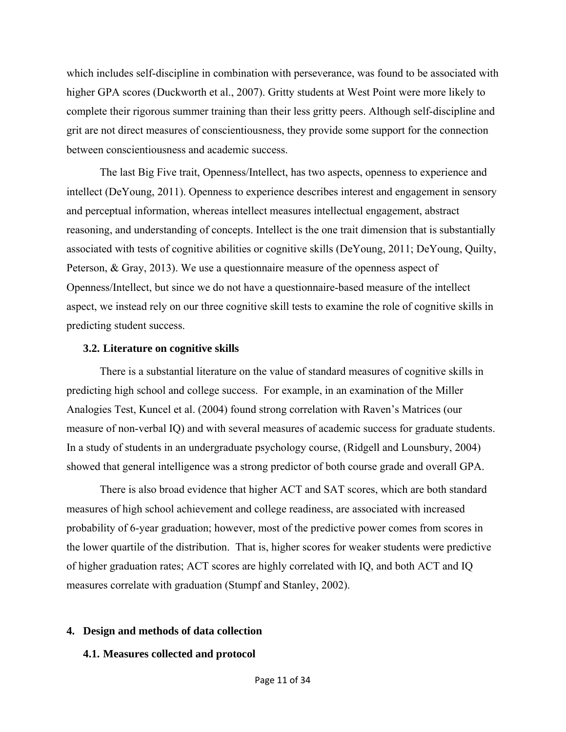which includes self-discipline in combination with perseverance, was found to be associated with higher GPA scores (Duckworth et al., 2007). Gritty students at West Point were more likely to complete their rigorous summer training than their less gritty peers. Although self-discipline and grit are not direct measures of conscientiousness, they provide some support for the connection between conscientiousness and academic success.

The last Big Five trait, Openness/Intellect, has two aspects, openness to experience and intellect (DeYoung, 2011). Openness to experience describes interest and engagement in sensory and perceptual information, whereas intellect measures intellectual engagement, abstract reasoning, and understanding of concepts. Intellect is the one trait dimension that is substantially associated with tests of cognitive abilities or cognitive skills (DeYoung, 2011; DeYoung, Quilty, Peterson, & Gray, 2013). We use a questionnaire measure of the openness aspect of Openness/Intellect, but since we do not have a questionnaire-based measure of the intellect aspect, we instead rely on our three cognitive skill tests to examine the role of cognitive skills in predicting student success.

### 3.2. Literature on cognitive skills

There is a substantial literature on the value of standard measures of cognitive skills in predicting high school and college success. For example, in an examination of the Miller Analogies Test, Kuncel et al. (2004) found strong correlation with Raven's Matrices (our measure of non-verbal IQ) and with several measures of academic success for graduate students. In a study of students in an undergraduate psychology course, (Ridgell and Lounsbury, 2004) showed that general intelligence was a strong predictor of both course grade and overall GPA.

There is also broad evidence that higher ACT and SAT scores, which are both standard measures of high school achievement and college readiness, are associated with increased probability of 6-year graduation; however, most of the predictive power comes from scores in the lower quartile of the distribution. That is, higher scores for weaker students were predictive of higher graduation rates; ACT scores are highly correlated with IQ, and both ACT and IQ measures correlate with graduation (Stumpf and Stanley, 2002).

## 4. Design and methods of data collection

### 4.1. Measures collected and protocol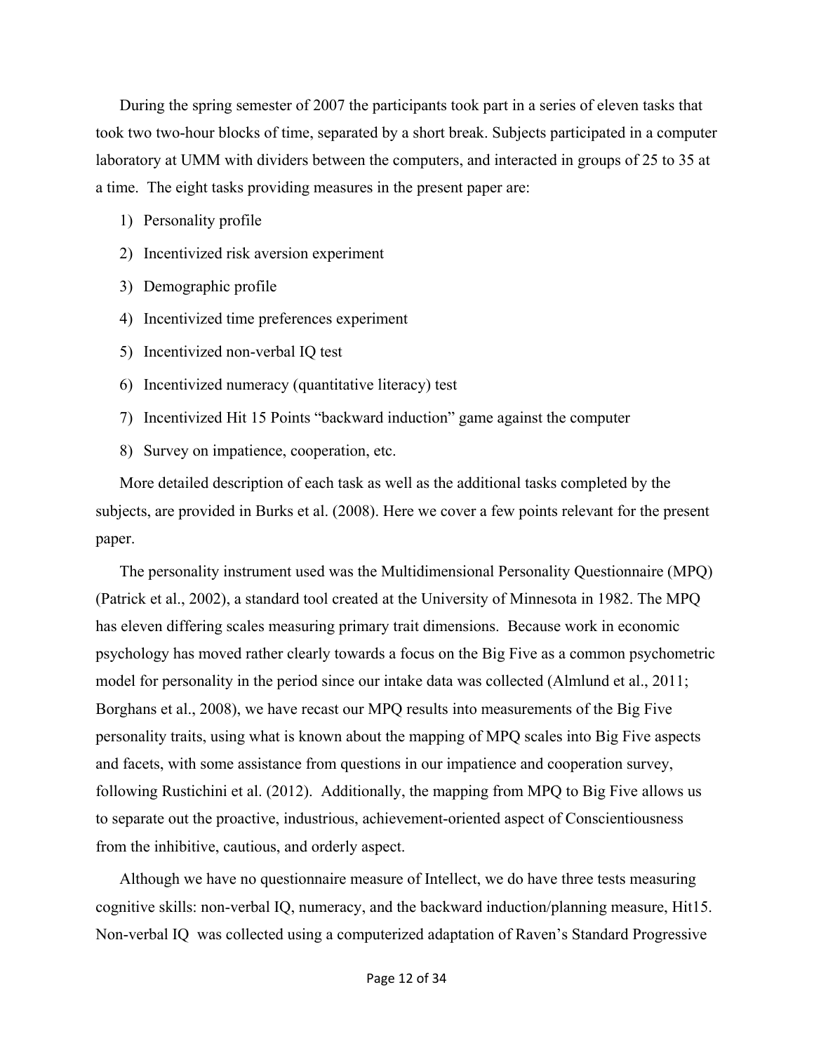During the spring semester of 2007 the participants took part in a series of eleven tasks that took two two-hour blocks of time, separated by a short break. Subjects participated in a computer laboratory at UMM with dividers between the computers, and interacted in groups of 25 to 35 at a time. The eight tasks providing measures in the present paper are:

1) Personality profile
2) Incentivized risk aversion experiment
3) Demographic profile
4) Incentivized time preferences experiment
5) Incentivized non-verbal IQ test
6) Incentivized numeracy (quantitative literacy) test
7) Incentivized Hit 15 Points "backward induction" game against the computer
8) Survey on impatience, cooperation, etc.

More detailed description of each task as well as the additional tasks completed by the subjects, are provided in Burks et al. (2008). Here we cover a few points relevant for the present paper.

The personality instrument used was the Multidimensional Personality Questionnaire (MPQ) (Patrick et al., 2002), a standard tool created at the University of Minnesota in 1982. The MPQ has eleven differing scales measuring primary trait dimensions. Because work in economic psychology has moved rather clearly towards a focus on the Big Five as a common psychometric model for personality in the period since our intake data was collected (Almlund et al., 2011; Borghans et al., 2008), we have recast our MPQ results into measurements of the Big Five personality traits, using what is known about the mapping of MPQ scales into Big Five aspects and facets, with some assistance from questions in our impatience and cooperation survey, following Rustichini et al. (2012). Additionally, the mapping from MPQ to Big Five allows us to separate out the proactive, industrious, achievement-oriented aspect of Conscientiousness from the inhibitive, cautious, and orderly aspect.

Although we have no questionnaire measure of Intellect, we do have three tests measuring cognitive skills: non-verbal IQ, numeracy, and the backward induction/planning measure, Hit15. Non-verbal IQ was collected using a computerized adaptation of Raven's Standard Progressive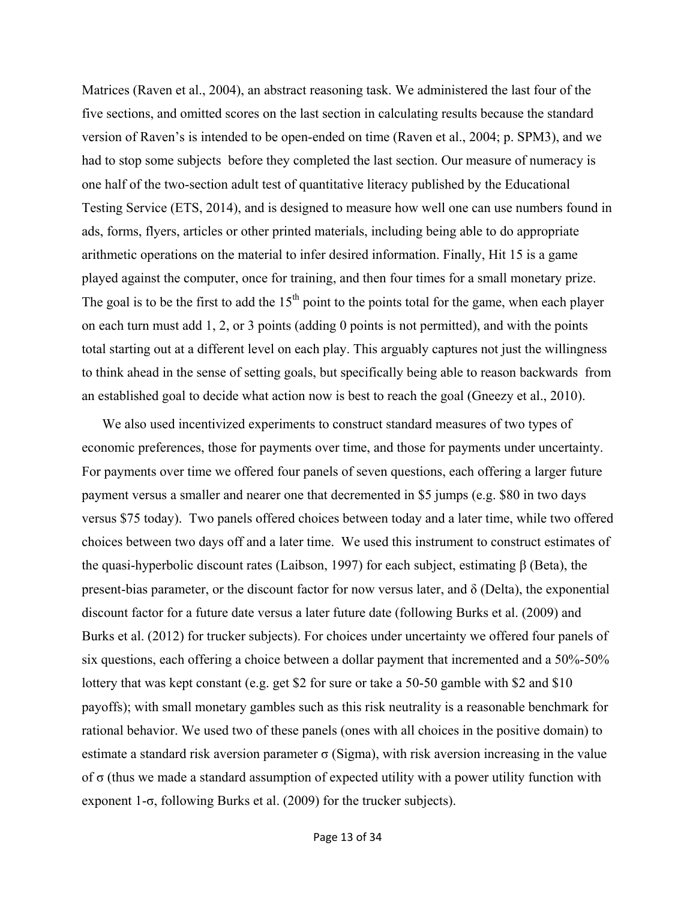Matrices (Raven et al., 2004), an abstract reasoning task. We administered the last four of the five sections, and omitted scores on the last section in calculating results because the standard version of Raven's is intended to be open-ended on time (Raven et al., 2004; p. SPM3), and we had to stop some subjects before they completed the last section. Our measure of numeracy is one half of the two-section adult test of quantitative literacy published by the Educational Testing Service (ETS, 2014), and is designed to measure how well one can use numbers found in ads, forms, flyers, articles or other printed materials, including being able to do appropriate arithmetic operations on the material to infer desired information. Finally, Hit 15 is a game played against the computer, once for training, and then four times for a small monetary prize. The goal is to be the first to add the 15th point to the points total for the game, when each player on each turn must add 1, 2, or 3 points (adding 0 points is not permitted), and with the points total starting out at a different level on each play. This arguably captures not just the willingness to think ahead in the sense of setting goals, but specifically being able to reason backwards from an established goal to decide what action now is best to reach the goal (Gneezy et al., 2010).

We also used incentivized experiments to construct standard measures of two types of economic preferences, those for payments over time, and those for payments under uncertainty. For payments over time we offered four panels of seven questions, each offering a larger future payment versus a smaller and nearer one that decremented in \$5 jumps (e.g. \$80 in two days versus \$75 today). Two panels offered choices between today and a later time, while two offered choices between two days off and a later time. We used this instrument to construct estimates of the quasi-hyperbolic discount rates (Laibson, 1997) for each subject, estimating $\beta$ (Beta), the present-bias parameter, or the discount factor for now versus later, and $\delta$ (Delta), the exponential discount factor for a future date versus a later future date (following Burks et al. (2009) and Burks et al. (2012) for trucker subjects). For choices under uncertainty we offered four panels of six questions, each offering a choice between a dollar payment that incremented and a 50%-50% lottery that was kept constant (e.g. get \$2 for sure or take a 50-50 gamble with \$2 and \$10 payoffs); with small monetary gambles such as this risk neutrality is a reasonable benchmark for rational behavior. We used two of these panels (ones with all choices in the positive domain) to estimate a standard risk aversion parameter $\sigma$ (Sigma), with risk aversion increasing in the value of $\sigma$ (thus we made a standard assumption of expected utility with a power utility function with exponent $1$-$\sigma$, following Burks et al. (2009) for the trucker subjects).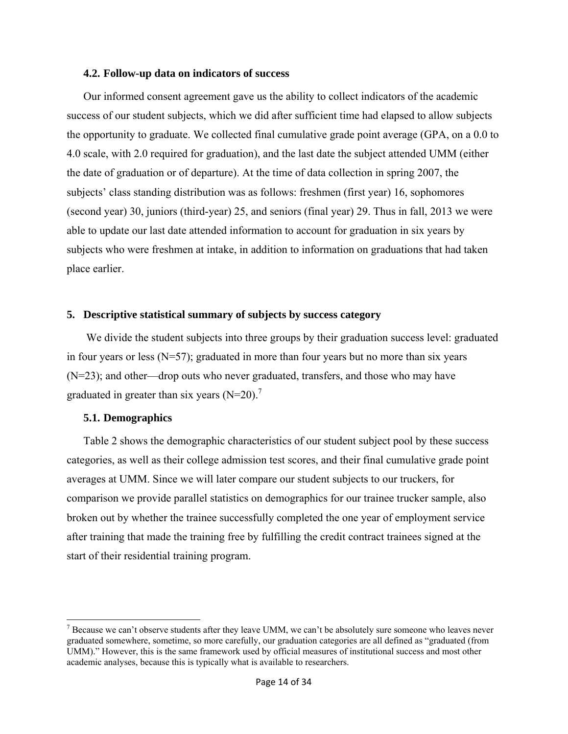### 4.2. Follow-up data on indicators of success

Our informed consent agreement gave us the ability to collect indicators of the academic success of our student subjects, which we did after sufficient time had elapsed to allow subjects the opportunity to graduate. We collected final cumulative grade point average (GPA, on a 0.0 to 4.0 scale, with 2.0 required for graduation), and the last date the subject attended UMM (either the date of graduation or of departure). At the time of data collection in spring 2007, the subjects' class standing distribution was as follows: freshmen (first year) 16, sophomores (second year) 30, juniors (third-year) 25, and seniors (final year) 29. Thus in fall, 2013 we were able to update our last date attended information to account for graduation in six years by subjects who were freshmen at intake, in addition to information on graduations that had taken place earlier.

## 5. Descriptive statistical summary of subjects by success category

We divide the student subjects into three groups by their graduation success level: graduated in four years or less (N=57); graduated in more than four years but no more than six years (N=23); and other—drop outs who never graduated, transfers, and those who may have graduated in greater than six years (N=20).[7]

### 5.1. Demographics

Table 2 shows the demographic characteristics of our student subject pool by these success categories, as well as their college admission test scores, and their final cumulative grade point averages at UMM. Since we will later compare our student subjects to our truckers, for comparison we provide parallel statistics on demographics for our trainee trucker sample, also broken out by whether the trainee successfully completed the one year of employment service after training that made the training free by fulfilling the credit contract trainees signed at the start of their residential training program.

---

[7] Because we can't observe students after they leave UMM, we can't be absolutely sure someone who leaves never graduated somewhere, sometime, so more carefully, our graduation categories are all defined as "graduated (from UMM)." However, this is the same framework used by official measures of institutional success and most other academic analyses, because this is typically what is available to researchers.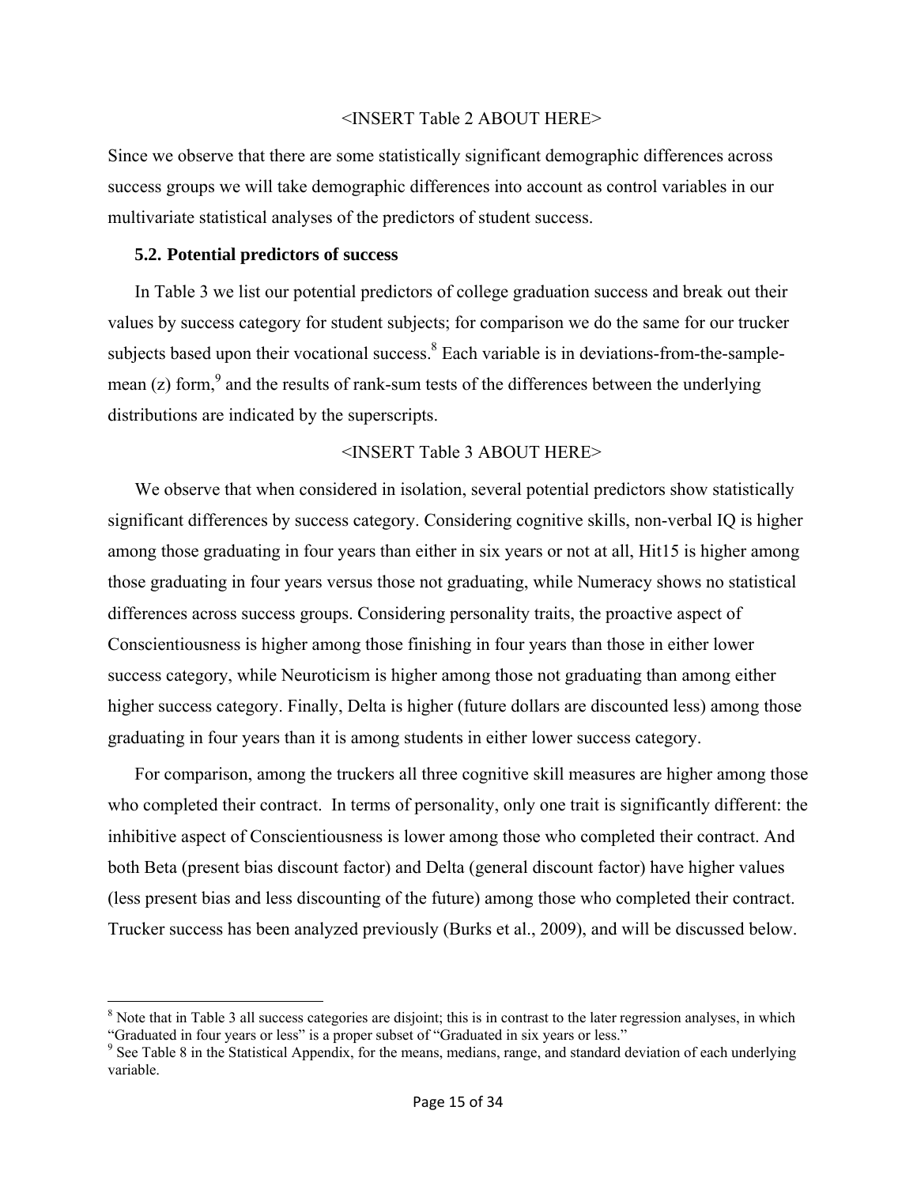<INSERT Table 2 ABOUT HERE>

Since we observe that there are some statistically significant demographic differences across success groups we will take demographic differences into account as control variables in our multivariate statistical analyses of the predictors of student success.

### 5.2. Potential predictors of success

In Table 3 we list our potential predictors of college graduation success and break out their values by success category for student subjects; for comparison we do the same for our trucker subjects based upon their vocational success.[8] Each variable is in deviations-from-the-sample-mean (z) form,[9] and the results of rank-sum tests of the differences between the underlying distributions are indicated by the superscripts.

<INSERT Table 3 ABOUT HERE>

We observe that when considered in isolation, several potential predictors show statistically significant differences by success category. Considering cognitive skills, non-verbal IQ is higher among those graduating in four years than either in six years or not at all, Hit15 is higher among those graduating in four years versus those not graduating, while Numeracy shows no statistical differences across success groups. Considering personality traits, the proactive aspect of Conscientiousness is higher among those finishing in four years than those in either lower success category, while Neuroticism is higher among those not graduating than among either higher success category. Finally, Delta is higher (future dollars are discounted less) among those graduating in four years than it is among students in either lower success category.

For comparison, among the truckers all three cognitive skill measures are higher among those who completed their contract. In terms of personality, only one trait is significantly different: the inhibitive aspect of Conscientiousness is lower among those who completed their contract. And both Beta (present bias discount factor) and Delta (general discount factor) have higher values (less present bias and less discounting of the future) among those who completed their contract. Trucker success has been analyzed previously (Burks et al., 2009), and will be discussed below.

---

[8] Note that in Table 3 all success categories are disjoint; this is in contrast to the later regression analyses, in which "Graduated in four years or less" is a proper subset of "Graduated in six years or less."

[9] See Table 8 in the Statistical Appendix, for the means, medians, range, and standard deviation of each underlying variable.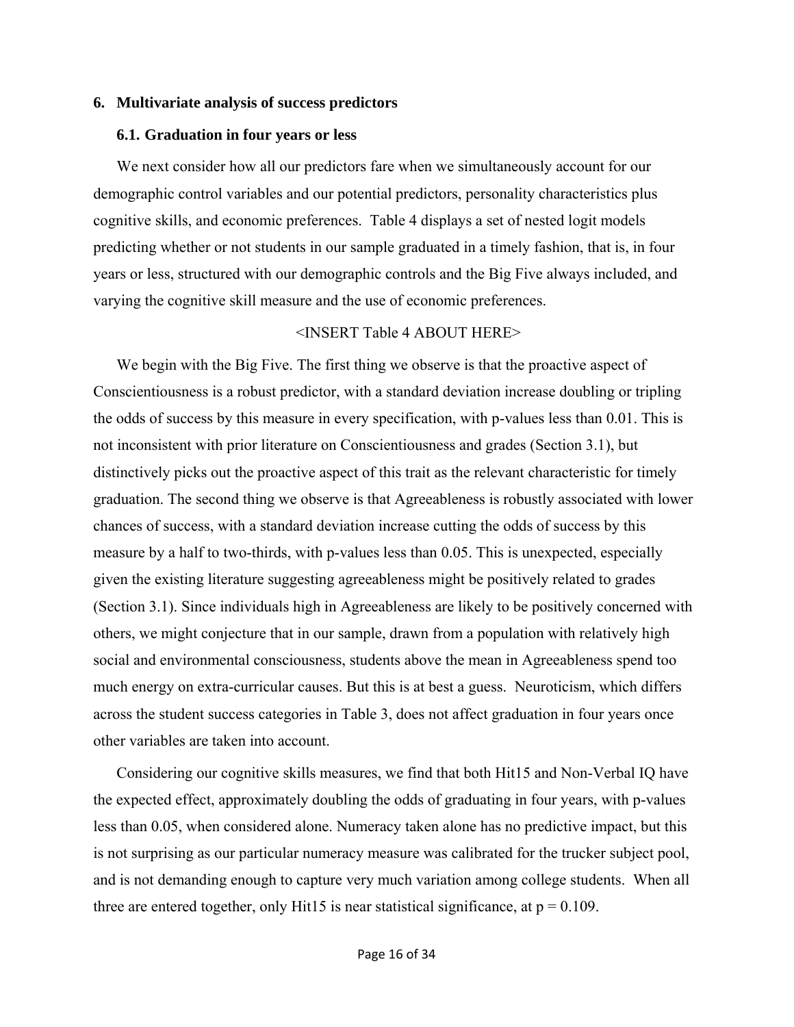## 6. Multivariate analysis of success predictors

### 6.1. Graduation in four years or less

We next consider how all our predictors fare when we simultaneously account for our demographic control variables and our potential predictors, personality characteristics plus cognitive skills, and economic preferences. Table 4 displays a set of nested logit models predicting whether or not students in our sample graduated in a timely fashion, that is, in four years or less, structured with our demographic controls and the Big Five always included, and varying the cognitive skill measure and the use of economic preferences.

<INSERT Table 4 ABOUT HERE>

We begin with the Big Five. The first thing we observe is that the proactive aspect of Conscientiousness is a robust predictor, with a standard deviation increase doubling or tripling the odds of success by this measure in every specification, with p-values less than 0.01. This is not inconsistent with prior literature on Conscientiousness and grades (Section 3.1), but distinctively picks out the proactive aspect of this trait as the relevant characteristic for timely graduation. The second thing we observe is that Agreeableness is robustly associated with lower chances of success, with a standard deviation increase cutting the odds of success by this measure by a half to two-thirds, with p-values less than 0.05. This is unexpected, especially given the existing literature suggesting agreeableness might be positively related to grades (Section 3.1). Since individuals high in Agreeableness are likely to be positively concerned with others, we might conjecture that in our sample, drawn from a population with relatively high social and environmental consciousness, students above the mean in Agreeableness spend too much energy on extra-curricular causes. But this is at best a guess. Neuroticism, which differs across the student success categories in Table 3, does not affect graduation in four years once other variables are taken into account.

Considering our cognitive skills measures, we find that both Hit15 and Non-Verbal IQ have the expected effect, approximately doubling the odds of graduating in four years, with p-values less than 0.05, when considered alone. Numeracy taken alone has no predictive impact, but this is not surprising as our particular numeracy measure was calibrated for the trucker subject pool, and is not demanding enough to capture very much variation among college students. When all three are entered together, only Hit15 is near statistical significance, at $p = 0.109$.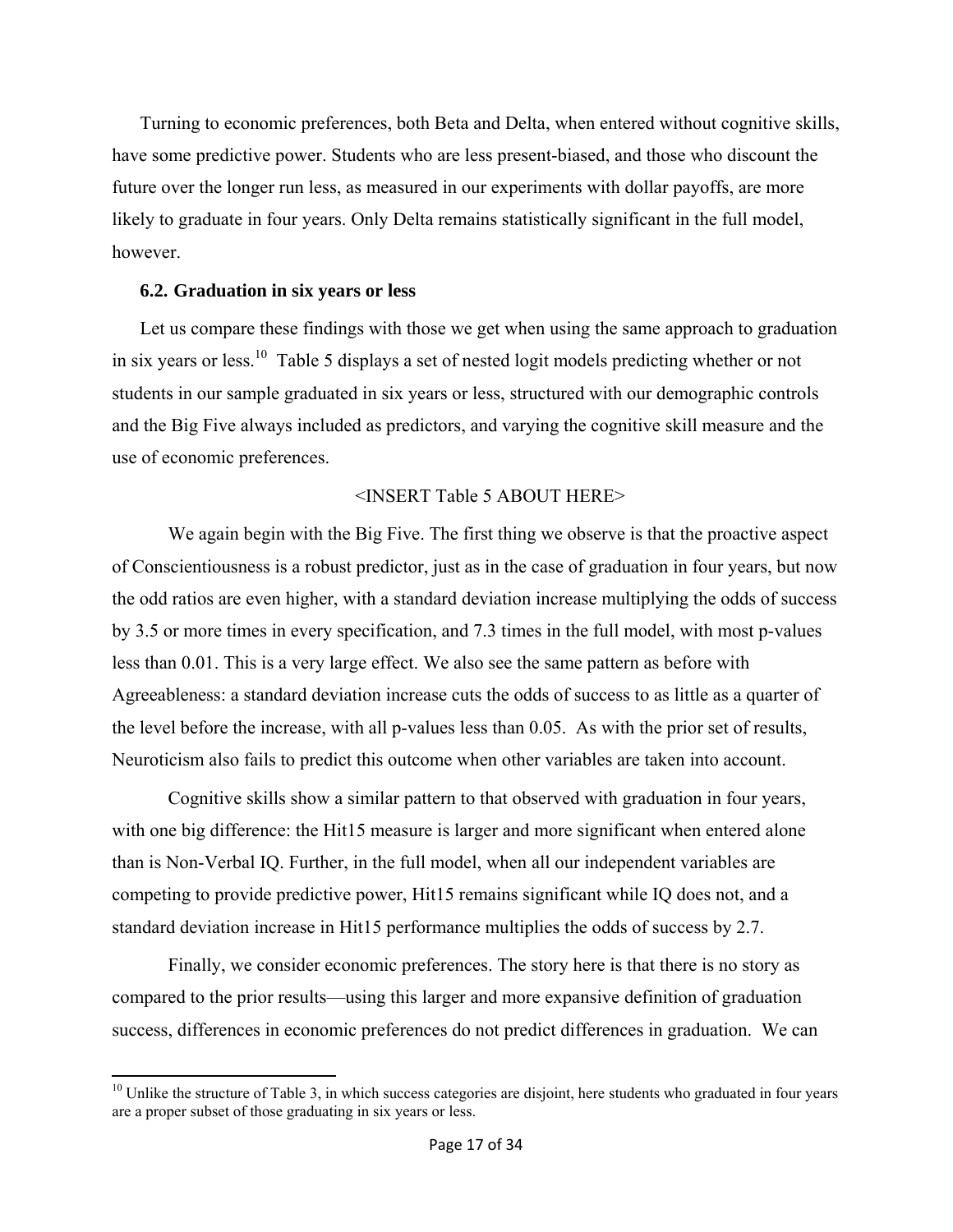Turning to economic preferences, both Beta and Delta, when entered without cognitive skills, have some predictive power. Students who are less present-biased, and those who discount the future over the longer run less, as measured in our experiments with dollar payoffs, are more likely to graduate in four years. Only Delta remains statistically significant in the full model, however.

### 6.2. Graduation in six years or less

Let us compare these findings with those we get when using the same approach to graduation in six years or less.[10] Table 5 displays a set of nested logit models predicting whether or not students in our sample graduated in six years or less, structured with our demographic controls and the Big Five always included as predictors, and varying the cognitive skill measure and the use of economic preferences.

<INSERT Table 5 ABOUT HERE>

We again begin with the Big Five. The first thing we observe is that the proactive aspect of Conscientiousness is a robust predictor, just as in the case of graduation in four years, but now the odd ratios are even higher, with a standard deviation increase multiplying the odds of success by 3.5 or more times in every specification, and 7.3 times in the full model, with most p-values less than 0.01. This is a very large effect. We also see the same pattern as before with Agreeableness: a standard deviation increase cuts the odds of success to as little as a quarter of the level before the increase, with all p-values less than 0.05. As with the prior set of results, Neuroticism also fails to predict this outcome when other variables are taken into account.

Cognitive skills show a similar pattern to that observed with graduation in four years, with one big difference: the Hit15 measure is larger and more significant when entered alone than is Non-Verbal IQ. Further, in the full model, when all our independent variables are competing to provide predictive power, Hit15 remains significant while IQ does not, and a standard deviation increase in Hit15 performance multiplies the odds of success by 2.7.

Finally, we consider economic preferences. The story here is that there is no story as compared to the prior results—using this larger and more expansive definition of graduation success, differences in economic preferences do not predict differences in graduation. We can

[10] Unlike the structure of Table 3, in which success categories are disjoint, here students who graduated in four years are a proper subset of those graduating in six years or less.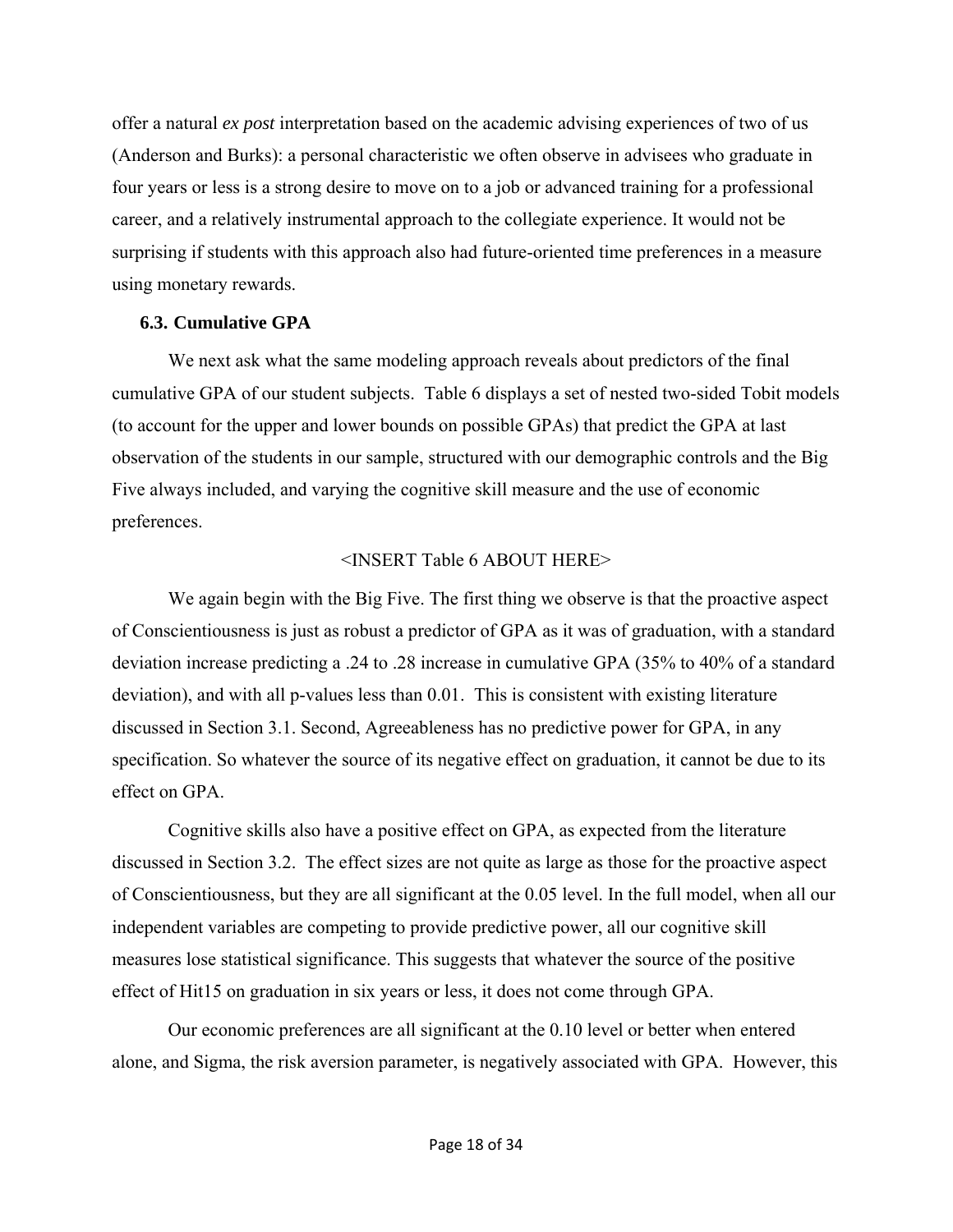offer a natural *ex post* interpretation based on the academic advising experiences of two of us (Anderson and Burks): a personal characteristic we often observe in advisees who graduate in four years or less is a strong desire to move on to a job or advanced training for a professional career, and a relatively instrumental approach to the collegiate experience. It would not be surprising if students with this approach also had future-oriented time preferences in a measure using monetary rewards.

### 6.3. Cumulative GPA

We next ask what the same modeling approach reveals about predictors of the final cumulative GPA of our student subjects. Table 6 displays a set of nested two-sided Tobit models (to account for the upper and lower bounds on possible GPAs) that predict the GPA at last observation of the students in our sample, structured with our demographic controls and the Big Five always included, and varying the cognitive skill measure and the use of economic preferences.

<INSERT Table 6 ABOUT HERE>

We again begin with the Big Five. The first thing we observe is that the proactive aspect of Conscientiousness is just as robust a predictor of GPA as it was of graduation, with a standard deviation increase predicting a .24 to .28 increase in cumulative GPA (35% to 40% of a standard deviation), and with all p-values less than 0.01. This is consistent with existing literature discussed in Section 3.1. Second, Agreeableness has no predictive power for GPA, in any specification. So whatever the source of its negative effect on graduation, it cannot be due to its effect on GPA.

Cognitive skills also have a positive effect on GPA, as expected from the literature discussed in Section 3.2. The effect sizes are not quite as large as those for the proactive aspect of Conscientiousness, but they are all significant at the 0.05 level. In the full model, when all our independent variables are competing to provide predictive power, all our cognitive skill measures lose statistical significance. This suggests that whatever the source of the positive effect of Hit15 on graduation in six years or less, it does not come through GPA.

Our economic preferences are all significant at the 0.10 level or better when entered alone, and Sigma, the risk aversion parameter, is negatively associated with GPA. However, this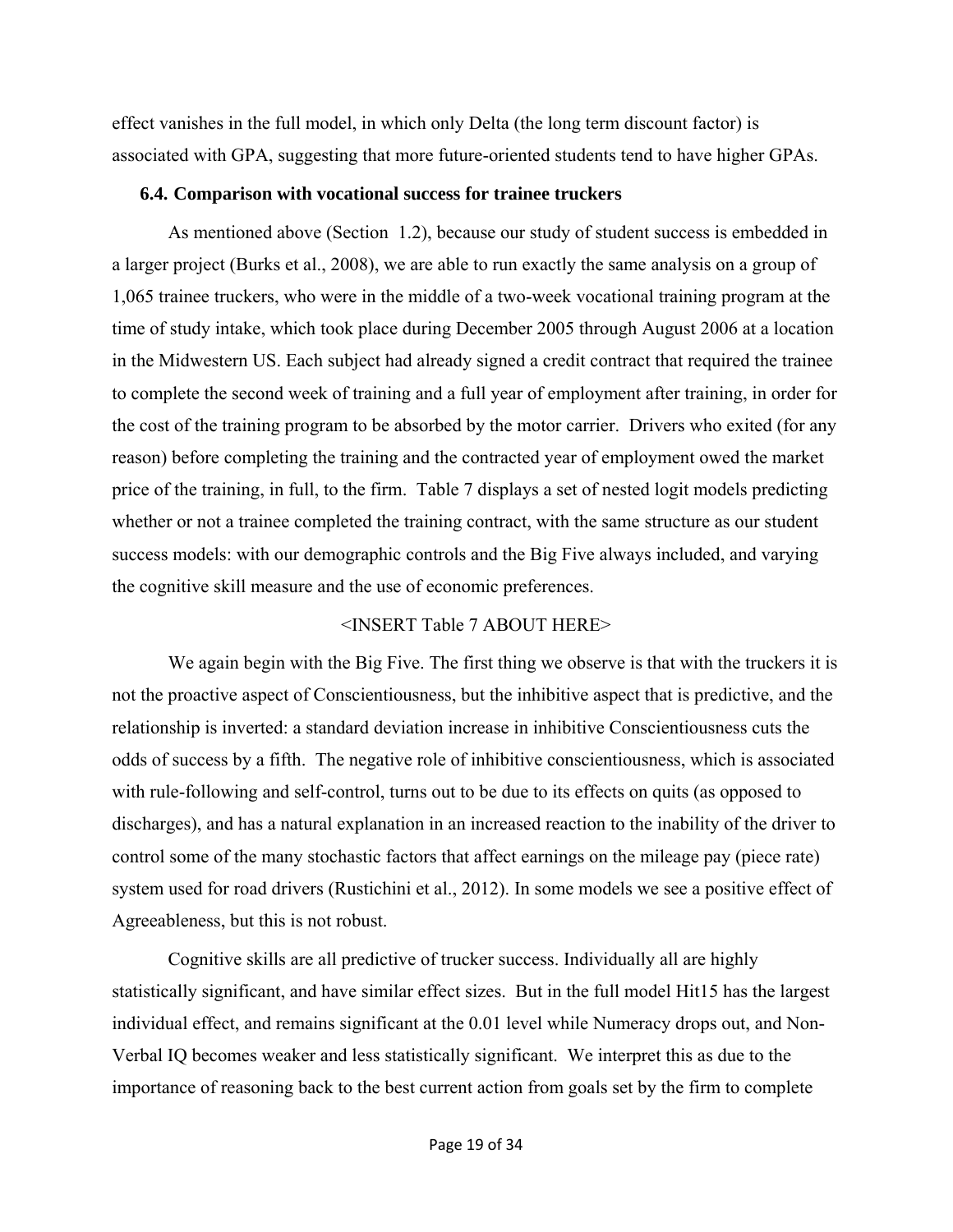effect vanishes in the full model, in which only Delta (the long term discount factor) is associated with GPA, suggesting that more future-oriented students tend to have higher GPAs.

### 6.4. Comparison with vocational success for trainee truckers

As mentioned above (Section 1.2), because our study of student success is embedded in a larger project (Burks et al., 2008), we are able to run exactly the same analysis on a group of 1,065 trainee truckers, who were in the middle of a two-week vocational training program at the time of study intake, which took place during December 2005 through August 2006 at a location in the Midwestern US. Each subject had already signed a credit contract that required the trainee to complete the second week of training and a full year of employment after training, in order for the cost of the training program to be absorbed by the motor carrier. Drivers who exited (for any reason) before completing the training and the contracted year of employment owed the market price of the training, in full, to the firm. Table 7 displays a set of nested logit models predicting whether or not a trainee completed the training contract, with the same structure as our student success models: with our demographic controls and the Big Five always included, and varying the cognitive skill measure and the use of economic preferences.

<INSERT Table 7 ABOUT HERE>

We again begin with the Big Five. The first thing we observe is that with the truckers it is not the proactive aspect of Conscientiousness, but the inhibitive aspect that is predictive, and the relationship is inverted: a standard deviation increase in inhibitive Conscientiousness cuts the odds of success by a fifth. The negative role of inhibitive conscientiousness, which is associated with rule-following and self-control, turns out to be due to its effects on quits (as opposed to discharges), and has a natural explanation in an increased reaction to the inability of the driver to control some of the many stochastic factors that affect earnings on the mileage pay (piece rate) system used for road drivers (Rustichini et al., 2012). In some models we see a positive effect of Agreeableness, but this is not robust.

Cognitive skills are all predictive of trucker success. Individually all are highly statistically significant, and have similar effect sizes. But in the full model Hit15 has the largest individual effect, and remains significant at the 0.01 level while Numeracy drops out, and Non-Verbal IQ becomes weaker and less statistically significant. We interpret this as due to the importance of reasoning back to the best current action from goals set by the firm to complete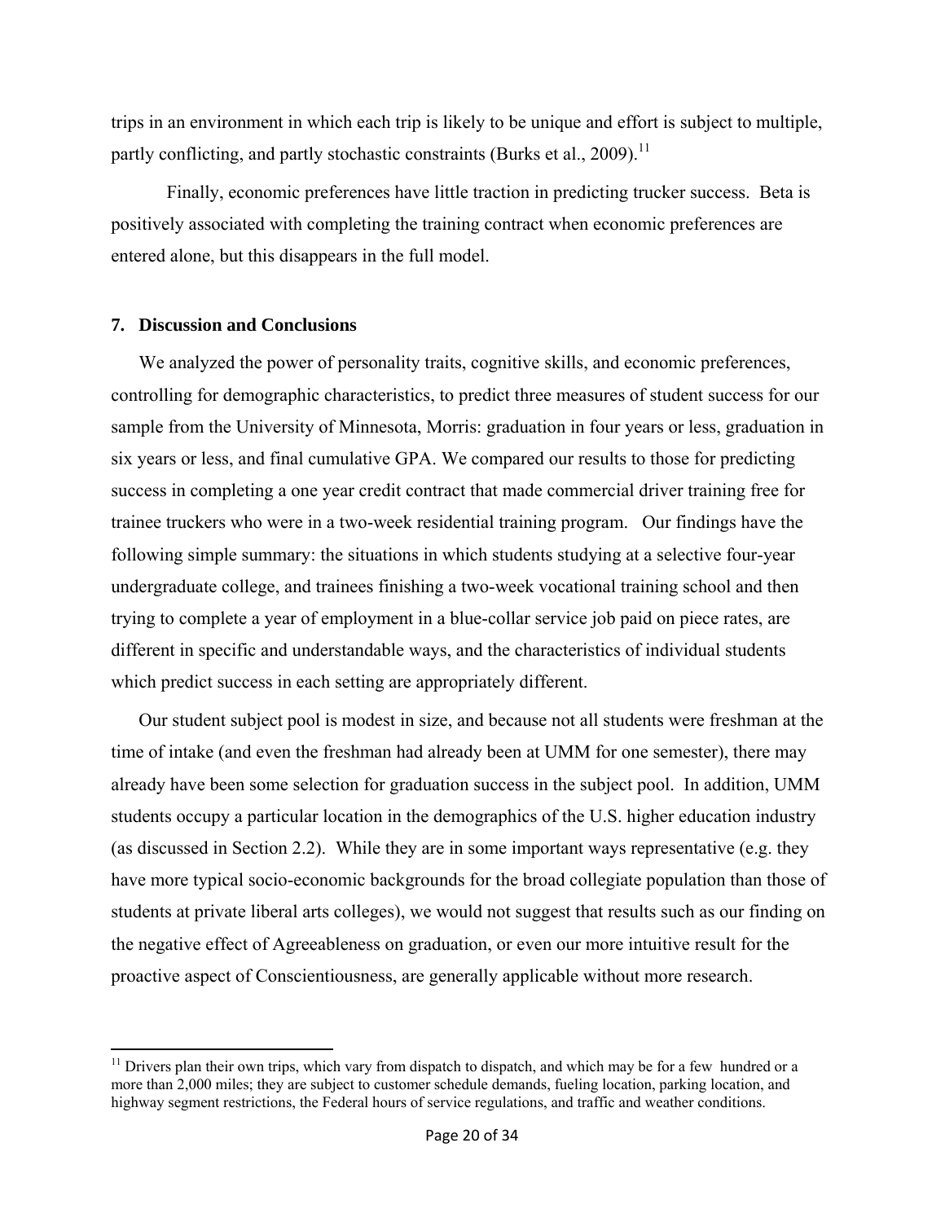trips in an environment in which each trip is likely to be unique and effort is subject to multiple, partly conflicting, and partly stochastic constraints (Burks et al., 2009).[11]

Finally, economic preferences have little traction in predicting trucker success. Beta is positively associated with completing the training contract when economic preferences are entered alone, but this disappears in the full model.

## 7. Discussion and Conclusions

We analyzed the power of personality traits, cognitive skills, and economic preferences, controlling for demographic characteristics, to predict three measures of student success for our sample from the University of Minnesota, Morris: graduation in four years or less, graduation in six years or less, and final cumulative GPA. We compared our results to those for predicting success in completing a one year credit contract that made commercial driver training free for trainee truckers who were in a two-week residential training program. Our findings have the following simple summary: the situations in which students studying at a selective four-year undergraduate college, and trainees finishing a two-week vocational training school and then trying to complete a year of employment in a blue-collar service job paid on piece rates, are different in specific and understandable ways, and the characteristics of individual students which predict success in each setting are appropriately different.

Our student subject pool is modest in size, and because not all students were freshman at the time of intake (and even the freshman had already been at UMM for one semester), there may already have been some selection for graduation success in the subject pool. In addition, UMM students occupy a particular location in the demographics of the U.S. higher education industry (as discussed in Section 2.2). While they are in some important ways representative (e.g. they have more typical socio-economic backgrounds for the broad collegiate population than those of students at private liberal arts colleges), we would not suggest that results such as our finding on the negative effect of Agreeableness on graduation, or even our more intuitive result for the proactive aspect of Conscientiousness, are generally applicable without more research.

[11] Drivers plan their own trips, which vary from dispatch to dispatch, and which may be for a few hundred or a more than 2,000 miles; they are subject to customer schedule demands, fueling location, parking location, and highway segment restrictions, the Federal hours of service regulations, and traffic and weather conditions.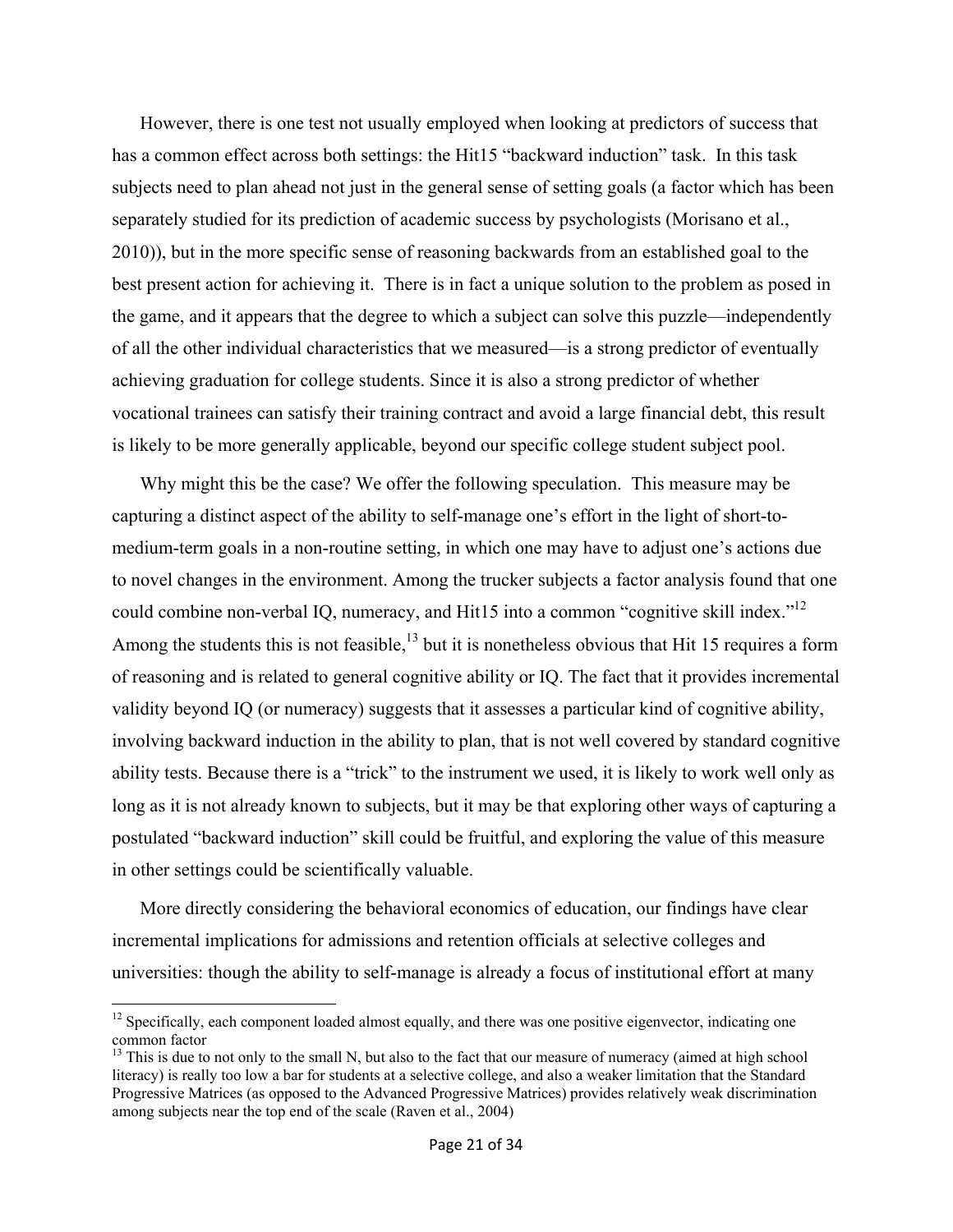However, there is one test not usually employed when looking at predictors of success that has a common effect across both settings: the Hit15 "backward induction" task. In this task subjects need to plan ahead not just in the general sense of setting goals (a factor which has been separately studied for its prediction of academic success by psychologists (Morisano et al., 2010)), but in the more specific sense of reasoning backwards from an established goal to the best present action for achieving it. There is in fact a unique solution to the problem as posed in the game, and it appears that the degree to which a subject can solve this puzzle—independently of all the other individual characteristics that we measured—is a strong predictor of eventually achieving graduation for college students. Since it is also a strong predictor of whether vocational trainees can satisfy their training contract and avoid a large financial debt, this result is likely to be more generally applicable, beyond our specific college student subject pool.

Why might this be the case? We offer the following speculation. This measure may be capturing a distinct aspect of the ability to self-manage one's effort in the light of short-to-medium-term goals in a non-routine setting, in which one may have to adjust one's actions due to novel changes in the environment. Among the trucker subjects a factor analysis found that one could combine non-verbal IQ, numeracy, and Hit15 into a common "cognitive skill index."[12] Among the students this is not feasible,[13] but it is nonetheless obvious that Hit 15 requires a form of reasoning and is related to general cognitive ability or IQ. The fact that it provides incremental validity beyond IQ (or numeracy) suggests that it assesses a particular kind of cognitive ability, involving backward induction in the ability to plan, that is not well covered by standard cognitive ability tests. Because there is a "trick" to the instrument we used, it is likely to work well only as long as it is not already known to subjects, but it may be that exploring other ways of capturing a postulated "backward induction" skill could be fruitful, and exploring the value of this measure in other settings could be scientifically valuable.

More directly considering the behavioral economics of education, our findings have clear incremental implications for admissions and retention officials at selective colleges and universities: though the ability to self-manage is already a focus of institutional effort at many

---

[12] Specifically, each component loaded almost equally, and there was one positive eigenvector, indicating one common factor

[13] This is due to not only to the small N, but also to the fact that our measure of numeracy (aimed at high school literacy) is really too low a bar for students at a selective college, and also a weaker limitation that the Standard Progressive Matrices (as opposed to the Advanced Progressive Matrices) provides relatively weak discrimination among subjects near the top end of the scale (Raven et al., 2004)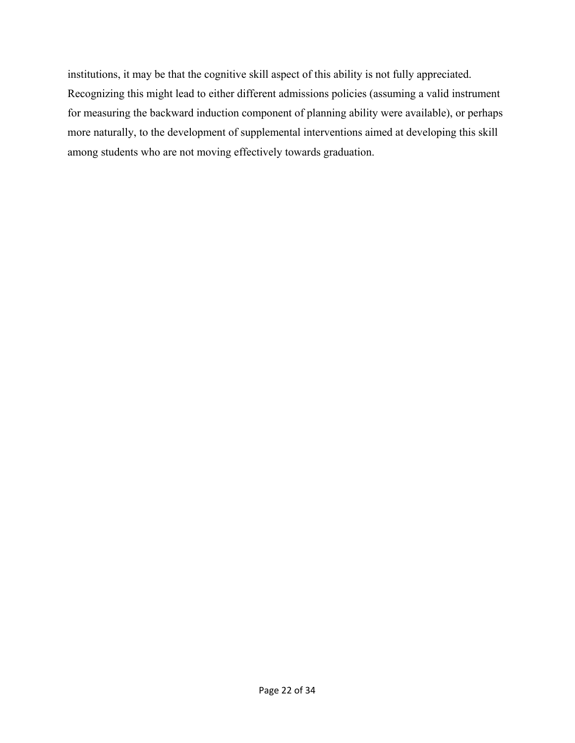institutions, it may be that the cognitive skill aspect of this ability is not fully appreciated. Recognizing this might lead to either different admissions policies (assuming a valid instrument for measuring the backward induction component of planning ability were available), or perhaps more naturally, to the development of supplemental interventions aimed at developing this skill among students who are not moving effectively towards graduation.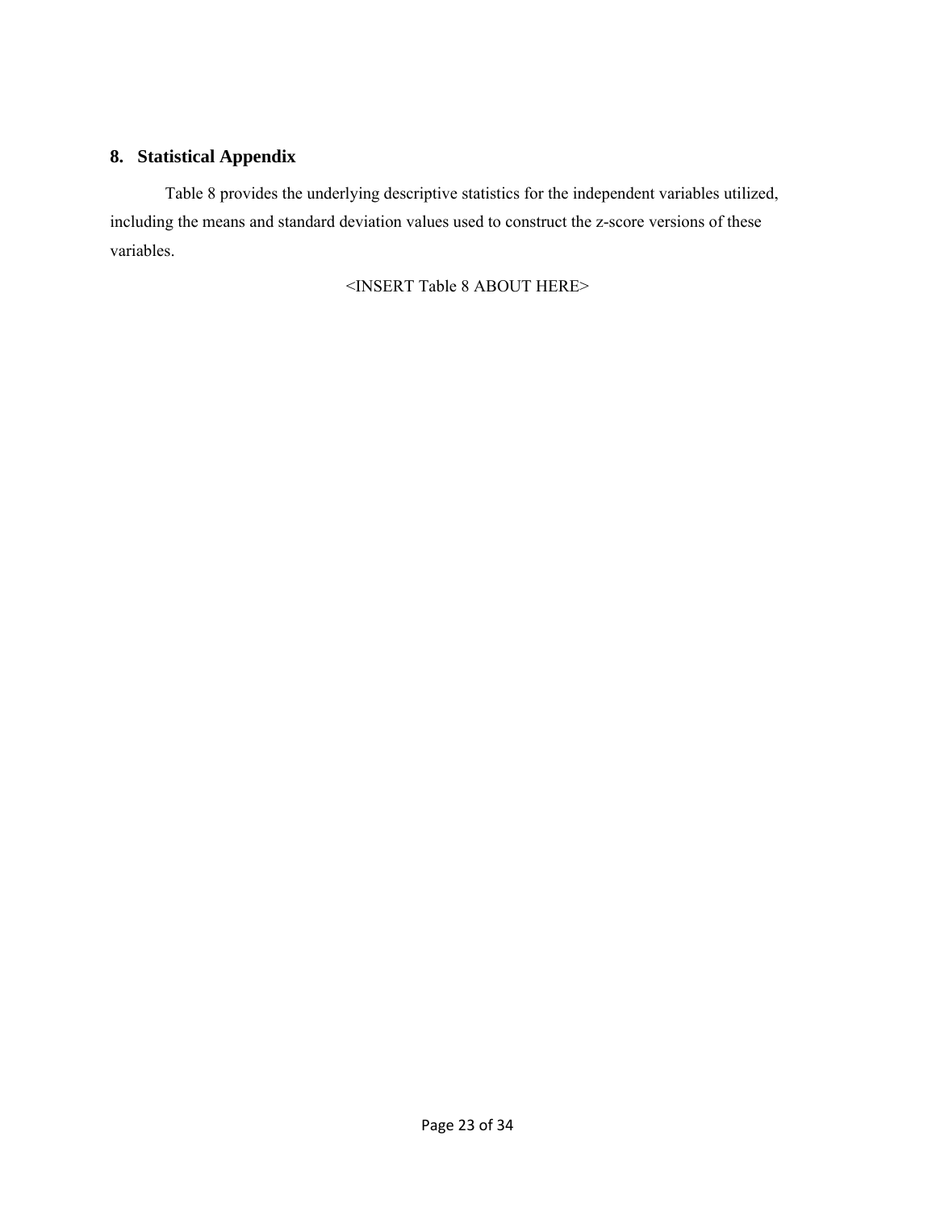## 8. Statistical Appendix

Table 8 provides the underlying descriptive statistics for the independent variables utilized, including the means and standard deviation values used to construct the z-score versions of these variables.

<INSERT Table 8 ABOUT HERE>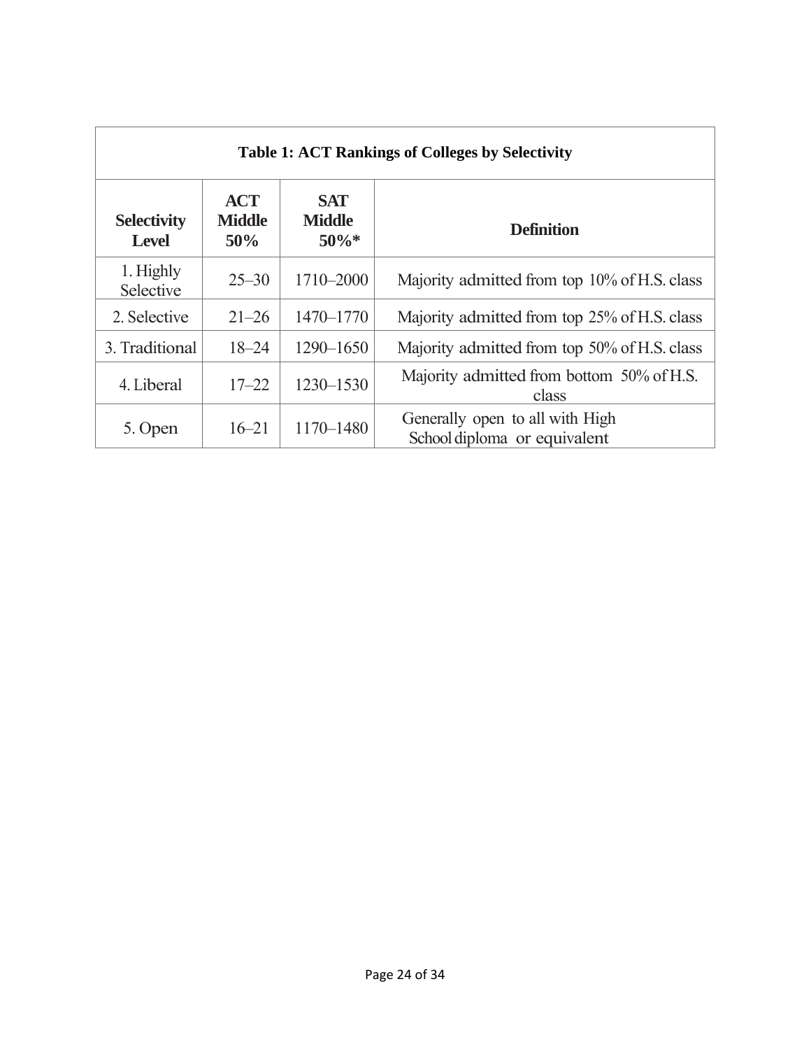| Table 1: ACT Rankings of Colleges by Selectivity | | | |
|---|---|---|---|
| **Selectivity Level** | **ACT Middle 50%** | **SAT Middle 50%*** | **Definition** |
| 1. Highly Selective | 25–30 | 1710–2000 | Majority admitted from top 10% of H.S. class |
| 2. Selective | 21–26 | 1470–1770 | Majority admitted from top 25% of H.S. class |
| 3. Traditional | 18–24 | 1290–1650 | Majority admitted from top 50% of H.S. class |
| 4. Liberal | 17–22 | 1230–1530 | Majority admitted from bottom 50% of H.S. class |
| 5. Open | 16–21 | 1170–1480 | Generally open to all with High School diploma or equivalent |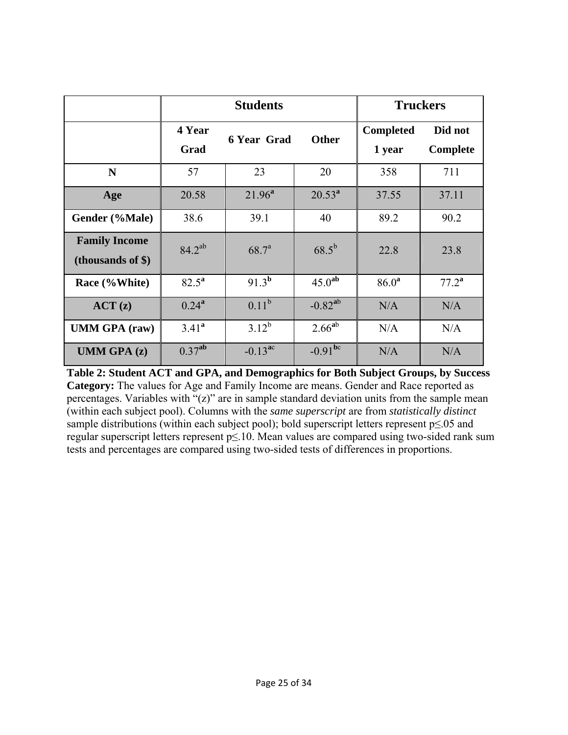| | Students | | | Truckers | |
|---|---|---|---|---|---|
| | 4 Year Grad | 6 Year Grad | Other | Completed 1 year | Did not Complete |
| **N** | 57 | 23 | 20 | 358 | 711 |
| **Age** | 20.58 | 21.96[**a**] | 20.53[**a**] | 37.55 | 37.11 |
| **Gender (%Male)** | 38.6 | 39.1 | 40 | 89.2 | 90.2 |
| **Family Income (thousands of $)** | 84.2[ab] | 68.7[a] | 68.5[b] | 22.8 | 23.8 |
| **Race (%White)** | 82.5[**a**] | 91.3[**b**] | 45.0[**ab**] | 86.0[**a**] | 77.2[**a**] |
| **ACT (z)** | 0.24[**a**] | 0.11[b] | -0.82[**a**b] | N/A | N/A |
| **UMM GPA (raw)** | 3.41[**a**] | 3.12[b] | 2.66[**a**b] | N/A | N/A |
| **UMM GPA (z)** | 0.37[**ab**] | -0.13[**a**c] | -0.91[**b**c] | N/A | N/A |

**Table 2: Student ACT and GPA, and Demographics for Both Subject Groups, by Success Category:** The values for Age and Family Income are means. Gender and Race reported as percentages. Variables with "(z)" are in sample standard deviation units from the sample mean (within each subject pool). Columns with the *same superscript* are from *statistically distinct* sample distributions (within each subject pool); bold superscript letters represent $p \leq .05$ and regular superscript letters represent $p \leq .10$. Mean values are compared using two-sided rank sum tests and percentages are compared using two-sided tests of differences in proportions.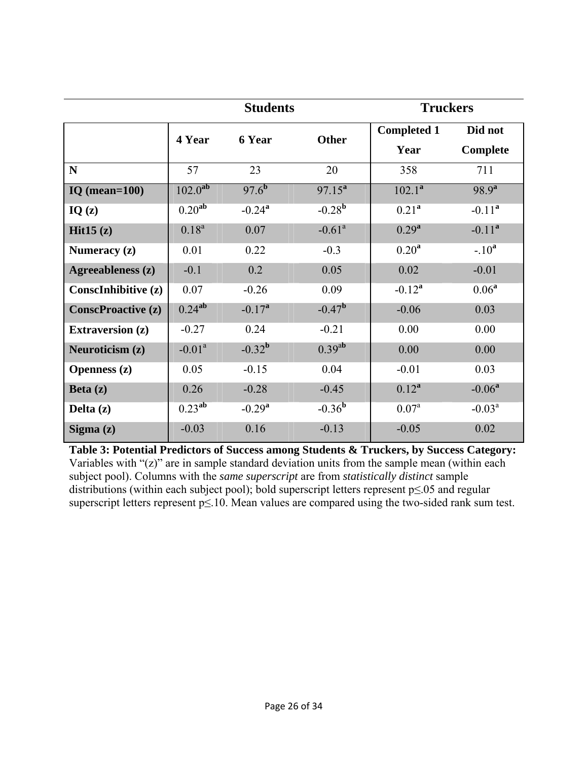| | Students | | | Truckers | |
|---|---|---|---|---|---|
| | 4 Year | 6 Year | Other | Completed 1 Year | Did not Complete |
| **N** | 57 | 23 | 20 | 358 | 711 |
| **IQ (mean=100)** | 102.0[ab] | 97.6[b] | 97.15[a] | 102.1[a] | 98.9[a] |
| **IQ (z)** | 0.20[ab] | -0.24[a] | -0.28[b] | 0.21[a] | -0.11[a] |
| **Hit15 (z)** | 0.18[a] | 0.07 | -0.61[a] | 0.29[a] | -0.11[a] |
| **Numeracy (z)** | 0.01 | 0.22 | -0.3 | 0.20[a] | -.10[a] |
| **Agreeableness (z)** | -0.1 | 0.2 | 0.05 | 0.02 | -0.01 |
| **ConscInhibitive (z)** | 0.07 | -0.26 | 0.09 | -0.12[a] | 0.06[a] |
| **ConscProactive (z)** | 0.24[ab] | -0.17[a] | -0.47[b] | -0.06 | 0.03 |
| **Extraversion (z)** | -0.27 | 0.24 | -0.21 | 0.00 | 0.00 |
| **Neuroticism (z)** | -0.01[a] | -0.32[b] | 0.39[ab] | 0.00 | 0.00 |
| **Openness (z)** | 0.05 | -0.15 | 0.04 | -0.01 | 0.03 |
| **Beta (z)** | 0.26 | -0.28 | -0.45 | 0.12[a] | -0.06[a] |
| **Delta (z)** | 0.23[ab] | -0.29[a] | -0.36[b] | 0.07[a] | -0.03[a] |
| **Sigma (z)** | -0.03 | 0.16 | -0.13 | -0.05 | 0.02 |

**Table 3: Potential Predictors of Success among Students & Truckers, by Success Category:** Variables with "(z)" are in sample standard deviation units from the sample mean (within each subject pool). Columns with the *same superscript* are from *statistically distinct* sample distributions (within each subject pool); bold superscript letters represent $p \leq .05$ and regular superscript letters represent $p \leq .10$. Mean values are compared using the two-sided rank sum test.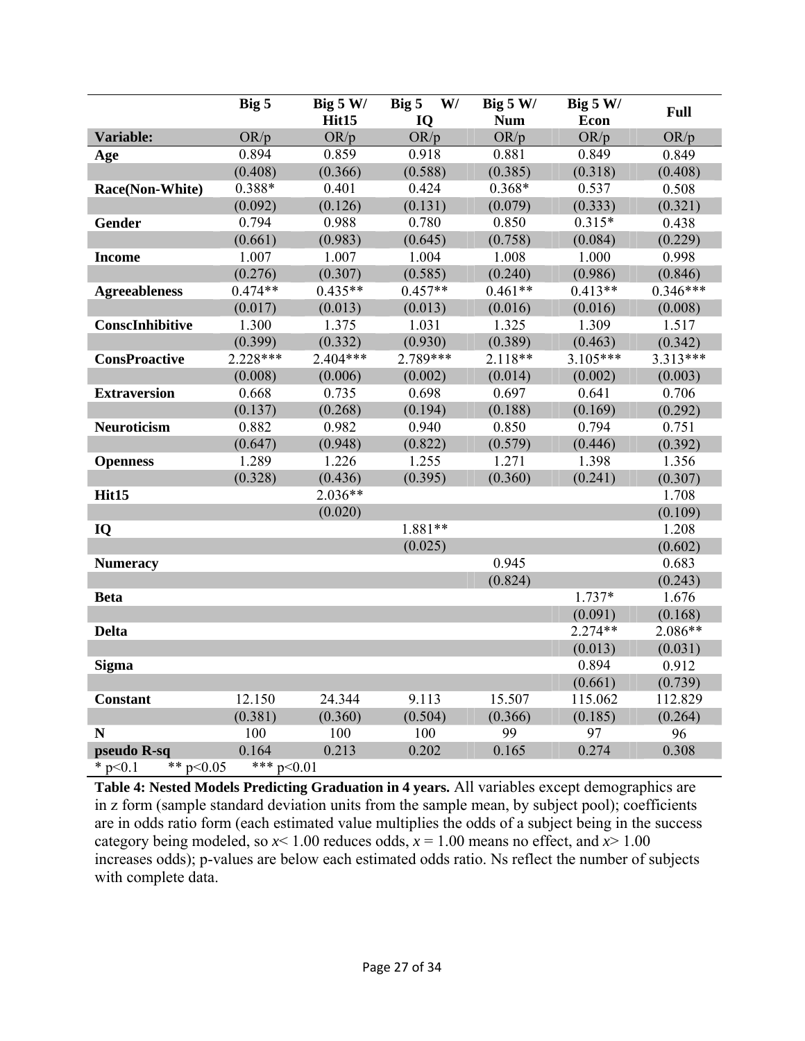| | Big 5 | Big 5 W/ Hit15 | Big 5 W/ IQ | Big 5 W/ Num | Big 5 W/ Econ | Full |
|---|---|---|---|---|---|---|
| **Variable:** | OR/p | OR/p | OR/p | OR/p | OR/p | OR/p |
| **Age** | 0.894 | 0.859 | 0.918 | 0.881 | 0.849 | 0.849 |
| | (0.408) | (0.366) | (0.588) | (0.385) | (0.318) | (0.408) |
| **Race(Non-White)** | 0.388* | 0.401 | 0.424 | 0.368* | 0.537 | 0.508 |
| | (0.092) | (0.126) | (0.131) | (0.079) | (0.333) | (0.321) |
| **Gender** | 0.794 | 0.988 | 0.780 | 0.850 | 0.315* | 0.438 |
| | (0.661) | (0.983) | (0.645) | (0.758) | (0.084) | (0.229) |
| **Income** | 1.007 | 1.007 | 1.004 | 1.008 | 1.000 | 0.998 |
| | (0.276) | (0.307) | (0.585) | (0.240) | (0.986) | (0.846) |
| **Agreeableness** | 0.474** | 0.435** | 0.457** | 0.461** | 0.413** | 0.346*** |
| | (0.017) | (0.013) | (0.013) | (0.016) | (0.016) | (0.008) |
| **ConscInhibitive** | 1.300 | 1.375 | 1.031 | 1.325 | 1.309 | 1.517 |
| | (0.399) | (0.332) | (0.930) | (0.389) | (0.463) | (0.342) |
| **ConsProactive** | 2.228*** | 2.404*** | 2.789*** | 2.118** | 3.105*** | 3.313*** |
| | (0.008) | (0.006) | (0.002) | (0.014) | (0.002) | (0.003) |
| **Extraversion** | 0.668 | 0.735 | 0.698 | 0.697 | 0.641 | 0.706 |
| | (0.137) | (0.268) | (0.194) | (0.188) | (0.169) | (0.292) |
| **Neuroticism** | 0.882 | 0.982 | 0.940 | 0.850 | 0.794 | 0.751 |
| | (0.647) | (0.948) | (0.822) | (0.579) | (0.446) | (0.392) |
| **Openness** | 1.289 | 1.226 | 1.255 | 1.271 | 1.398 | 1.356 |
| | (0.328) | (0.436) | (0.395) | (0.360) | (0.241) | (0.307) |
| **Hit15** | | 2.036** | | | | 1.708 |
| | | (0.020) | | | | (0.109) |
| **IQ** | | | 1.881** | | | 1.208 |
| | | | (0.025) | | | (0.602) |
| **Numeracy** | | | | 0.945 | | 0.683 |
| | | | | (0.824) | | (0.243) |
| **Beta** | | | | | 1.737* | 1.676 |
| | | | | | (0.091) | (0.168) |
| **Delta** | | | | | 2.274** | 2.086** |
| | | | | | (0.013) | (0.031) |
| **Sigma** | | | | | 0.894 | 0.912 |
| | | | | | (0.661) | (0.739) |
| **Constant** | 12.150 | 24.344 | 9.113 | 15.507 | 115.062 | 112.829 |
| | (0.381) | (0.360) | (0.504) | (0.366) | (0.185) | (0.264) |
| **N** | 100 | 100 | 100 | 99 | 97 | 96 |
| **pseudo R-sq** | 0.164 | 0.213 | 0.202 | 0.165 | 0.274 | 0.308 |

\* p<0.1 &nbsp;&nbsp; ** p<0.05 &nbsp;&nbsp; *** p<0.01

**Table 4: Nested Models Predicting Graduation in 4 years.** All variables except demographics are in z form (sample standard deviation units from the sample mean, by subject pool); coefficients are in odds ratio form (each estimated value multiplies the odds of a subject being in the success category being modeled, so $x < 1.00$ reduces odds, $x = 1.00$ means no effect, and $x > 1.00$ increases odds); p-values are below each estimated odds ratio. Ns reflect the number of subjects with complete data.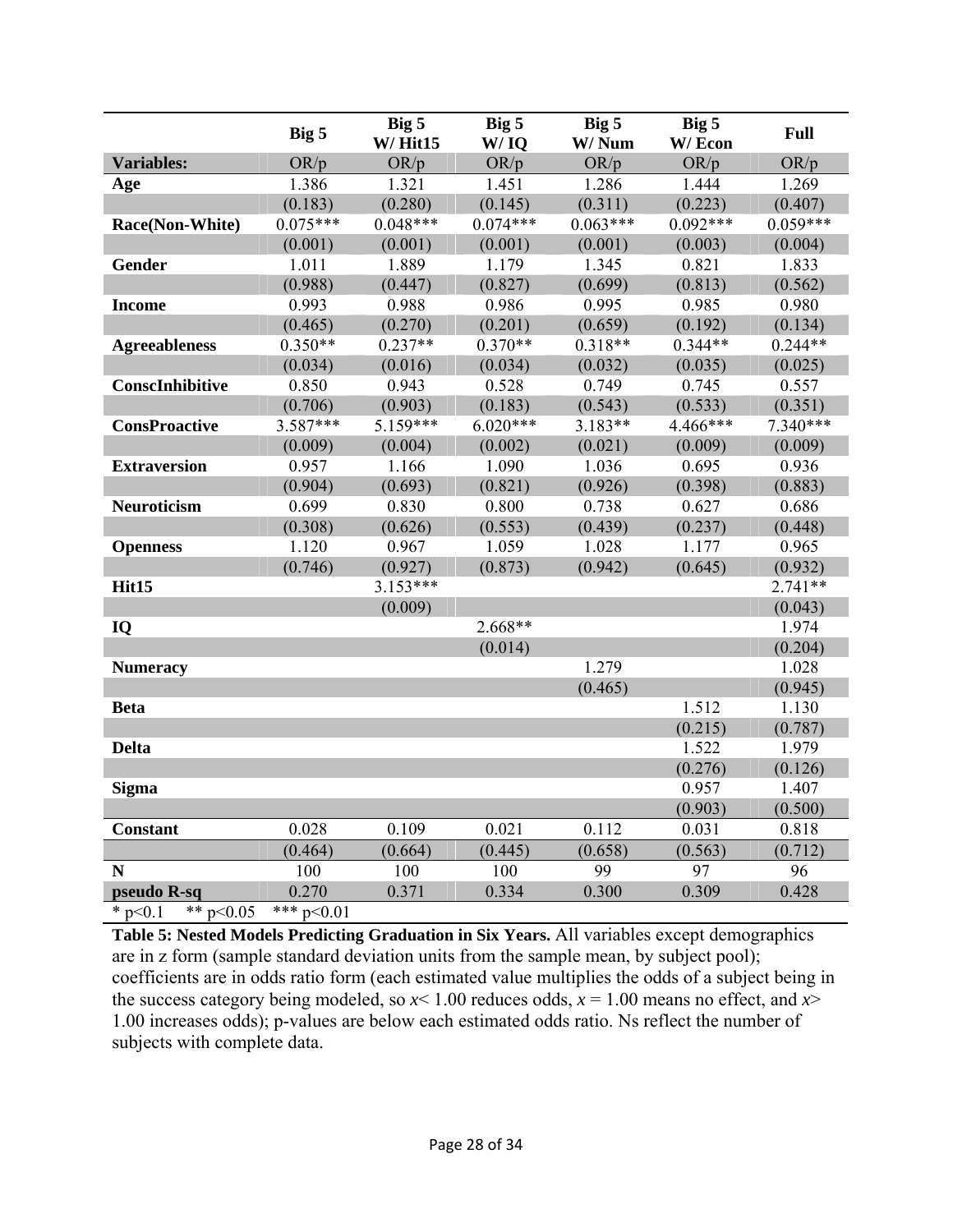| | Big 5 | Big 5 W/ Hit15 | Big 5 W/ IQ | Big 5 W/ Num | Big 5 W/ Econ | Full |
|---|---|---|---|---|---|---|
| **Variables:** | OR/p | OR/p | OR/p | OR/p | OR/p | OR/p |
| **Age** | 1.386 | 1.321 | 1.451 | 1.286 | 1.444 | 1.269 |
| | (0.183) | (0.280) | (0.145) | (0.311) | (0.223) | (0.407) |
| **Race(Non-White)** | 0.075*** | 0.048*** | 0.074*** | 0.063*** | 0.092*** | 0.059*** |
| | (0.001) | (0.001) | (0.001) | (0.001) | (0.003) | (0.004) |
| **Gender** | 1.011 | 1.889 | 1.179 | 1.345 | 0.821 | 1.833 |
| | (0.988) | (0.447) | (0.827) | (0.699) | (0.813) | (0.562) |
| **Income** | 0.993 | 0.988 | 0.986 | 0.995 | 0.985 | 0.980 |
| | (0.465) | (0.270) | (0.201) | (0.659) | (0.192) | (0.134) |
| **Agreeableness** | 0.350** | 0.237** | 0.370** | 0.318** | 0.344** | 0.244** |
| | (0.034) | (0.016) | (0.034) | (0.032) | (0.035) | (0.025) |
| **ConscInhibitive** | 0.850 | 0.943 | 0.528 | 0.749 | 0.745 | 0.557 |
| | (0.706) | (0.903) | (0.183) | (0.543) | (0.533) | (0.351) |
| **ConsProactive** | 3.587*** | 5.159*** | 6.020*** | 3.183** | 4.466*** | 7.340*** |
| | (0.009) | (0.004) | (0.002) | (0.021) | (0.009) | (0.009) |
| **Extraversion** | 0.957 | 1.166 | 1.090 | 1.036 | 0.695 | 0.936 |
| | (0.904) | (0.693) | (0.821) | (0.926) | (0.398) | (0.883) |
| **Neuroticism** | 0.699 | 0.830 | 0.800 | 0.738 | 0.627 | 0.686 |
| | (0.308) | (0.626) | (0.553) | (0.439) | (0.237) | (0.448) |
| **Openness** | 1.120 | 0.967 | 1.059 | 1.028 | 1.177 | 0.965 |
| | (0.746) | (0.927) | (0.873) | (0.942) | (0.645) | (0.932) |
| **Hit15** | | 3.153*** | | | | 2.741** |
| | | (0.009) | | | | (0.043) |
| **IQ** | | | 2.668** | | | 1.974 |
| | | | (0.014) | | | (0.204) |
| **Numeracy** | | | | 1.279 | | 1.028 |
| | | | | (0.465) | | (0.945) |
| **Beta** | | | | | 1.512 | 1.130 |
| | | | | | (0.215) | (0.787) |
| **Delta** | | | | | 1.522 | 1.979 |
| | | | | | (0.276) | (0.126) |
| **Sigma** | | | | | 0.957 | 1.407 |
| | | | | | (0.903) | (0.500) |
| **Constant** | 0.028 | 0.109 | 0.021 | 0.112 | 0.031 | 0.818 |
| | (0.464) | (0.664) | (0.445) | (0.658) | (0.563) | (0.712) |
| **N** | 100 | 100 | 100 | 99 | 97 | 96 |
| **pseudo R-sq** | 0.270 | 0.371 | 0.334 | 0.300 | 0.309 | 0.428 |

\* p<0.1 ** p<0.05 *** p<0.01

**Table 5: Nested Models Predicting Graduation in Six Years.** All variables except demographics are in z form (sample standard deviation units from the sample mean, by subject pool); coefficients are in odds ratio form (each estimated value multiplies the odds of a subject being in the success category being modeled, so $x < 1.00$ reduces odds, $x = 1.00$ means no effect, and $x > 1.00$ increases odds); p-values are below each estimated odds ratio. Ns reflect the number of subjects with complete data.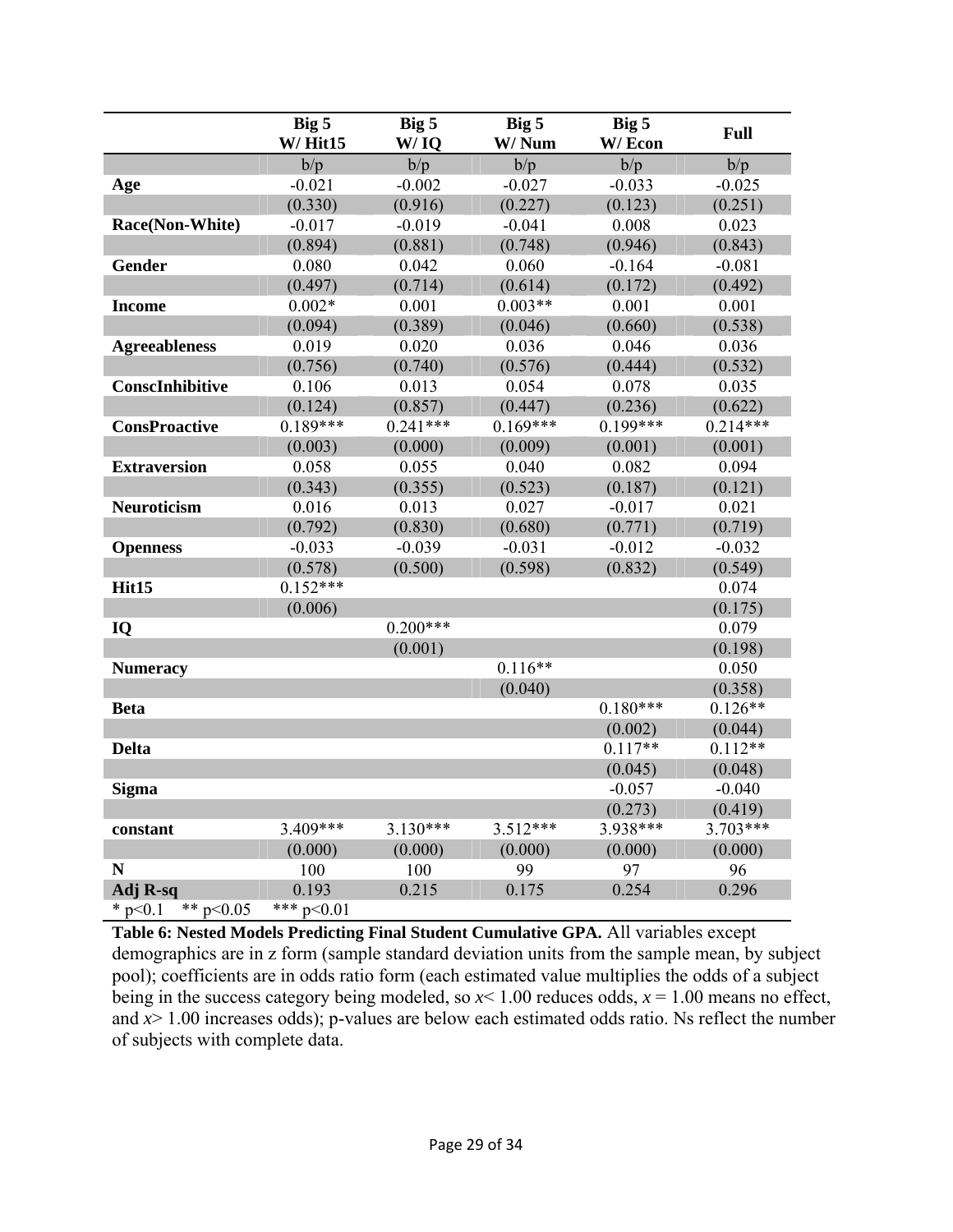| | Big 5 W/ Hit15 | Big 5 W/ IQ | Big 5 W/ Num | Big 5 W/ Econ | Full |
|---|---|---|---|---|---|
| | b/p | b/p | b/p | b/p | b/p |
| **Age** | -0.021 | -0.002 | -0.027 | -0.033 | -0.025 |
| | (0.330) | (0.916) | (0.227) | (0.123) | (0.251) |
| **Race(Non-White)** | -0.017 | -0.019 | -0.041 | 0.008 | 0.023 |
| | (0.894) | (0.881) | (0.748) | (0.946) | (0.843) |
| **Gender** | 0.080 | 0.042 | 0.060 | -0.164 | -0.081 |
| | (0.497) | (0.714) | (0.614) | (0.172) | (0.492) |
| **Income** | 0.002* | 0.001 | 0.003** | 0.001 | 0.001 |
| | (0.094) | (0.389) | (0.046) | (0.660) | (0.538) |
| **Agreeableness** | 0.019 | 0.020 | 0.036 | 0.046 | 0.036 |
| | (0.756) | (0.740) | (0.576) | (0.444) | (0.532) |
| **ConscInhibitive** | 0.106 | 0.013 | 0.054 | 0.078 | 0.035 |
| | (0.124) | (0.857) | (0.447) | (0.236) | (0.622) |
| **ConsProactive** | 0.189*** | 0.241*** | 0.169*** | 0.199*** | 0.214*** |
| | (0.003) | (0.000) | (0.009) | (0.001) | (0.001) |
| **Extraversion** | 0.058 | 0.055 | 0.040 | 0.082 | 0.094 |
| | (0.343) | (0.355) | (0.523) | (0.187) | (0.121) |
| **Neuroticism** | 0.016 | 0.013 | 0.027 | -0.017 | 0.021 |
| | (0.792) | (0.830) | (0.680) | (0.771) | (0.719) |
| **Openness** | -0.033 | -0.039 | -0.031 | -0.012 | -0.032 |
| | (0.578) | (0.500) | (0.598) | (0.832) | (0.549) |
| **Hit15** | 0.152*** | | | | 0.074 |
| | (0.006) | | | | (0.175) |
| **IQ** | | 0.200*** | | | 0.079 |
| | | (0.001) | | | (0.198) |
| **Numeracy** | | | 0.116** | | 0.050 |
| | | | (0.040) | | (0.358) |
| **Beta** | | | | 0.180*** | 0.126** |
| | | | | (0.002) | (0.044) |
| **Delta** | | | | 0.117** | 0.112** |
| | | | | (0.045) | (0.048) |
| **Sigma** | | | | -0.057 | -0.040 |
| | | | | (0.273) | (0.419) |
| **constant** | 3.409*** | 3.130*** | 3.512*** | 3.938*** | 3.703*** |
| | (0.000) | (0.000) | (0.000) | (0.000) | (0.000) |
| **N** | 100 | 100 | 99 | 97 | 96 |
| **Adj R-sq** | 0.193 | 0.215 | 0.175 | 0.254 | 0.296 |

\* $p<0.1$ \*\* $p<0.05$ \*\*\* $p<0.01$

**Table 6: Nested Models Predicting Final Student Cumulative GPA.** All variables except demographics are in z form (sample standard deviation units from the sample mean, by subject pool); coefficients are in odds ratio form (each estimated value multiplies the odds of a subject being in the success category being modeled, so $x < 1.00$ reduces odds, $x = 1.00$ means no effect, and $x > 1.00$ increases odds); p-values are below each estimated odds ratio. Ns reflect the number of subjects with complete data.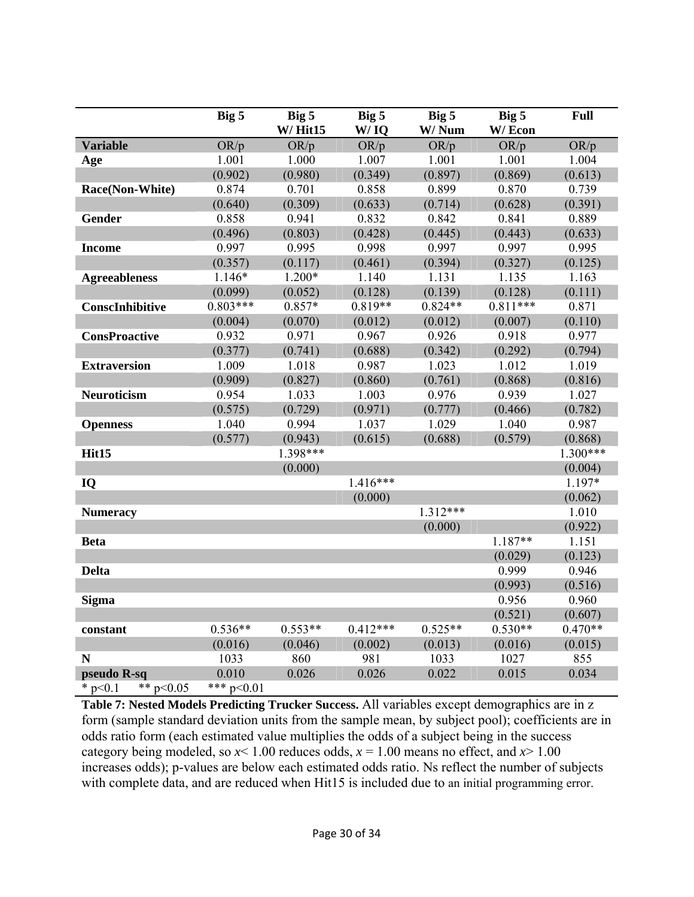| | Big 5 | Big 5 W/ Hit15 | Big 5 W/ IQ | Big 5 W/ Num | Big 5 W/ Econ | Full |
|---|---|---|---|---|---|---|
| **Variable** | OR/p | OR/p | OR/p | OR/p | OR/p | OR/p |
| **Age** | 1.001 | 1.000 | 1.007 | 1.001 | 1.001 | 1.004 |
| | (0.902) | (0.980) | (0.349) | (0.897) | (0.869) | (0.613) |
| **Race(Non-White)** | 0.874 | 0.701 | 0.858 | 0.899 | 0.870 | 0.739 |
| | (0.640) | (0.309) | (0.633) | (0.714) | (0.628) | (0.391) |
| **Gender** | 0.858 | 0.941 | 0.832 | 0.842 | 0.841 | 0.889 |
| | (0.496) | (0.803) | (0.428) | (0.445) | (0.443) | (0.633) |
| **Income** | 0.997 | 0.995 | 0.998 | 0.997 | 0.997 | 0.995 |
| | (0.357) | (0.117) | (0.461) | (0.394) | (0.327) | (0.125) |
| **Agreeableness** | 1.146* | 1.200* | 1.140 | 1.131 | 1.135 | 1.163 |
| | (0.099) | (0.052) | (0.128) | (0.139) | (0.128) | (0.111) |
| **ConscInhibitive** | 0.803*** | 0.857* | 0.819** | 0.824** | 0.811*** | 0.871 |
| | (0.004) | (0.070) | (0.012) | (0.012) | (0.007) | (0.110) |
| **ConsProactive** | 0.932 | 0.971 | 0.967 | 0.926 | 0.918 | 0.977 |
| | (0.377) | (0.741) | (0.688) | (0.342) | (0.292) | (0.794) |
| **Extraversion** | 1.009 | 1.018 | 0.987 | 1.023 | 1.012 | 1.019 |
| | (0.909) | (0.827) | (0.860) | (0.761) | (0.868) | (0.816) |
| **Neuroticism** | 0.954 | 1.033 | 1.003 | 0.976 | 0.939 | 1.027 |
| | (0.575) | (0.729) | (0.971) | (0.777) | (0.466) | (0.782) |
| **Openness** | 1.040 | 0.994 | 1.037 | 1.029 | 1.040 | 0.987 |
| | (0.577) | (0.943) | (0.615) | (0.688) | (0.579) | (0.868) |
| **Hit15** | | 1.398*** | | | | 1.300*** |
| | | (0.000) | | | | (0.004) |
| **IQ** | | | 1.416*** | | | 1.197* |
| | | | (0.000) | | | (0.062) |
| **Numeracy** | | | | 1.312*** | | 1.010 |
| | | | | (0.000) | | (0.922) |
| **Beta** | | | | | 1.187** | 1.151 |
| | | | | | (0.029) | (0.123) |
| **Delta** | | | | | 0.999 | 0.946 |
| | | | | | (0.993) | (0.516) |
| **Sigma** | | | | | 0.956 | 0.960 |
| | | | | | (0.521) | (0.607) |
| **constant** | 0.536** | 0.553** | 0.412*** | 0.525** | 0.530** | 0.470** |
| | (0.016) | (0.046) | (0.002) | (0.013) | (0.016) | (0.015) |
| **N** | 1033 | 860 | 981 | 1033 | 1027 | 855 |
| **pseudo R-sq** | 0.010 | 0.026 | 0.026 | 0.022 | 0.015 | 0.034 |

\* p<0.1 ** p<0.05 *** p<0.01

**Table 7: Nested Models Predicting Trucker Success.** All variables except demographics are in z form (sample standard deviation units from the sample mean, by subject pool); coefficients are in odds ratio form (each estimated value multiplies the odds of a subject being in the success category being modeled, so $x < 1.00$ reduces odds, $x = 1.00$ means no effect, and $x > 1.00$ increases odds); p-values are below each estimated odds ratio. Ns reflect the number of subjects with complete data, and are reduced when Hit15 is included due to an initial programming error.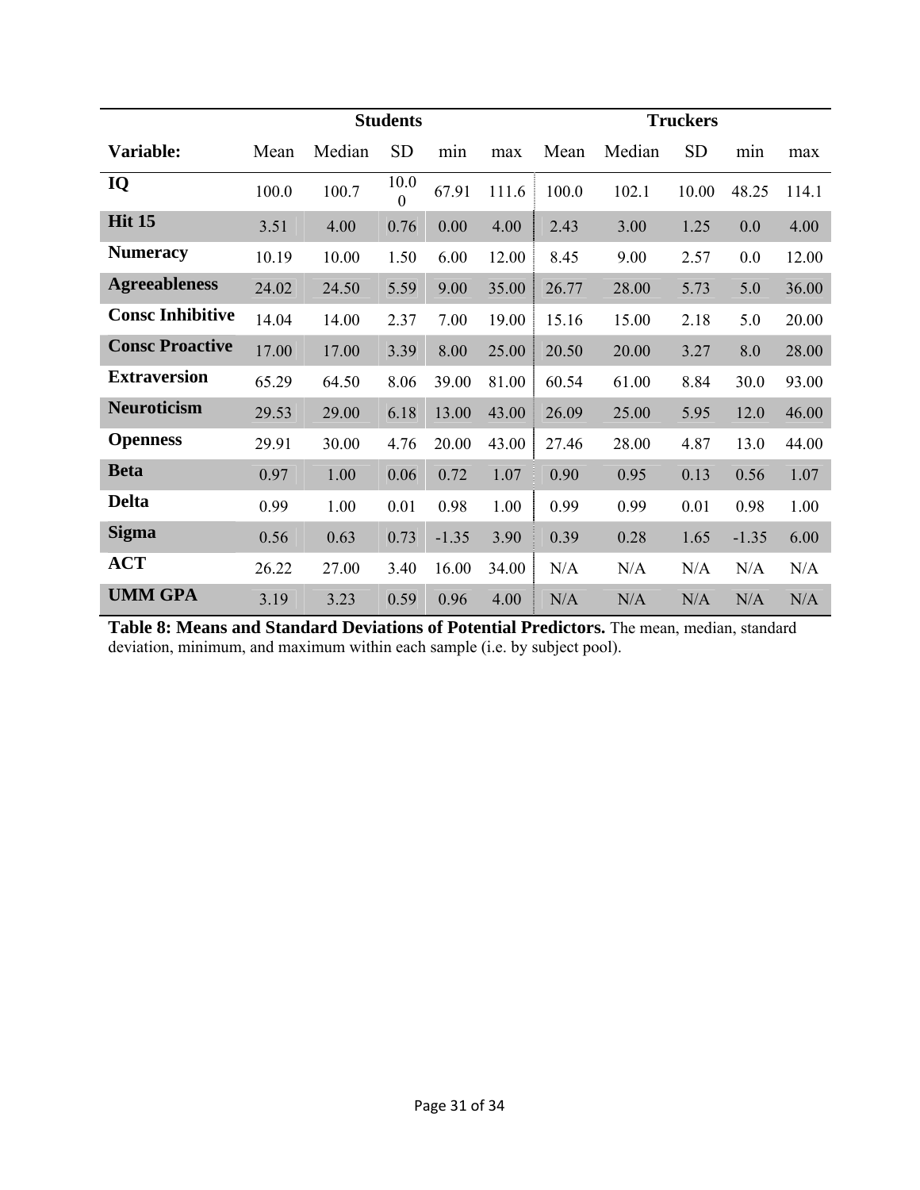| | Students | | | | | Truckers | | | | |
|---|---|---|---|---|---|---|---|---|---|---|
| **Variable:** | Mean | Median | SD | min | max | Mean | Median | SD | min | max |
| **IQ** | 100.0 | 100.7 | 10.00 | 67.91 | 111.6 | 100.0 | 102.1 | 10.00 | 48.25 | 114.1 |
| **Hit 15** | 3.51 | 4.00 | 0.76 | 0.00 | 4.00 | 2.43 | 3.00 | 1.25 | 0.0 | 4.00 |
| **Numeracy** | 10.19 | 10.00 | 1.50 | 6.00 | 12.00 | 8.45 | 9.00 | 2.57 | 0.0 | 12.00 |
| **Agreeableness** | 24.02 | 24.50 | 5.59 | 9.00 | 35.00 | 26.77 | 28.00 | 5.73 | 5.0 | 36.00 |
| **Consc Inhibitive** | 14.04 | 14.00 | 2.37 | 7.00 | 19.00 | 15.16 | 15.00 | 2.18 | 5.0 | 20.00 |
| **Consc Proactive** | 17.00 | 17.00 | 3.39 | 8.00 | 25.00 | 20.50 | 20.00 | 3.27 | 8.0 | 28.00 |
| **Extraversion** | 65.29 | 64.50 | 8.06 | 39.00 | 81.00 | 60.54 | 61.00 | 8.84 | 30.0 | 93.00 |
| **Neuroticism** | 29.53 | 29.00 | 6.18 | 13.00 | 43.00 | 26.09 | 25.00 | 5.95 | 12.0 | 46.00 |
| **Openness** | 29.91 | 30.00 | 4.76 | 20.00 | 43.00 | 27.46 | 28.00 | 4.87 | 13.0 | 44.00 |
| **Beta** | 0.97 | 1.00 | 0.06 | 0.72 | 1.07 | 0.90 | 0.95 | 0.13 | 0.56 | 1.07 |
| **Delta** | 0.99 | 1.00 | 0.01 | 0.98 | 1.00 | 0.99 | 0.99 | 0.01 | 0.98 | 1.00 |
| **Sigma** | 0.56 | 0.63 | 0.73 | -1.35 | 3.90 | 0.39 | 0.28 | 1.65 | -1.35 | 6.00 |
| **ACT** | 26.22 | 27.00 | 3.40 | 16.00 | 34.00 | N/A | N/A | N/A | N/A | N/A |
| **UMM GPA** | 3.19 | 3.23 | 0.59 | 0.96 | 4.00 | N/A | N/A | N/A | N/A | N/A |

**Table 8: Means and Standard Deviations of Potential Predictors.** The mean, median, standard deviation, minimum, and maximum within each sample (i.e. by subject pool).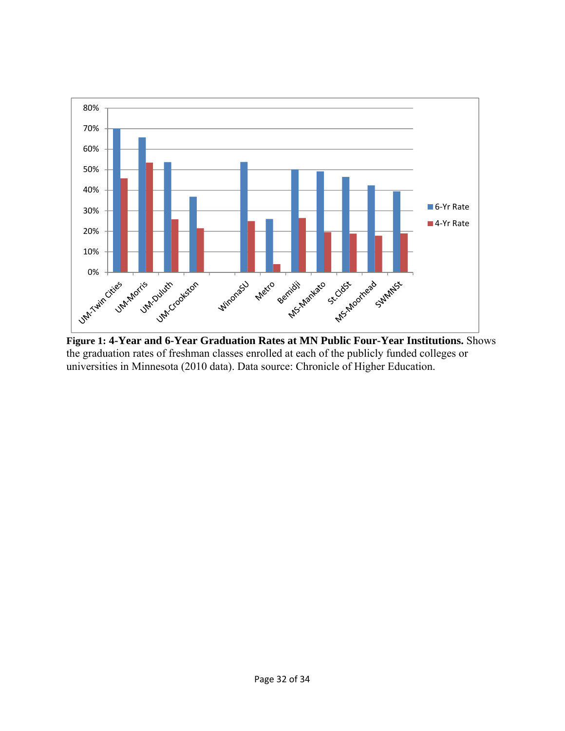**Figure 1: 4-Year and 6-Year Graduation Rates at MN Public Four-Year Institutions.** Shows the graduation rates of freshman classes enrolled at each of the publicly funded colleges or universities in Minnesota (2010 data). Data source: Chronicle of Higher Education.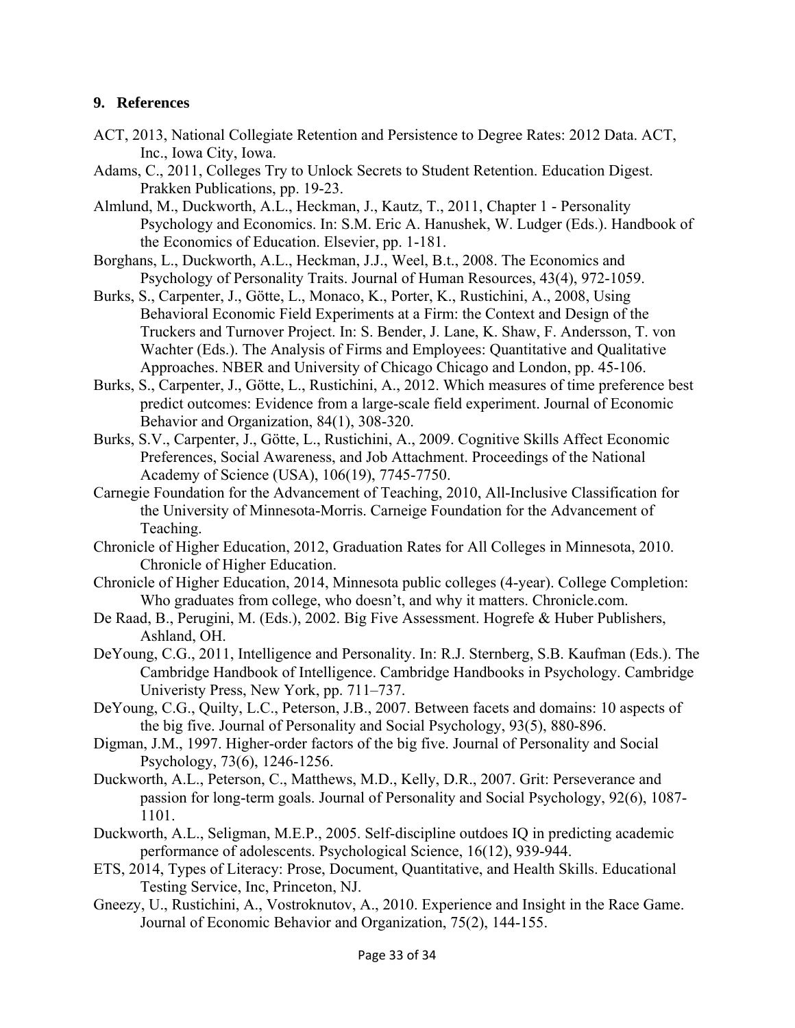## 9. References

ACT, 2013, National Collegiate Retention and Persistence to Degree Rates: 2012 Data. ACT, Inc., Iowa City, Iowa.

Adams, C., 2011, Colleges Try to Unlock Secrets to Student Retention. Education Digest. Prakken Publications, pp. 19-23.

Almlund, M., Duckworth, A.L., Heckman, J., Kautz, T., 2011, Chapter 1 - Personality Psychology and Economics. In: S.M. Eric A. Hanushek, W. Ludger (Eds.). Handbook of the Economics of Education. Elsevier, pp. 1-181.

Borghans, L., Duckworth, A.L., Heckman, J.J., Weel, B.t., 2008. The Economics and Psychology of Personality Traits. Journal of Human Resources, 43(4), 972-1059.

Burks, S., Carpenter, J., Götte, L., Monaco, K., Porter, K., Rustichini, A., 2008, Using Behavioral Economic Field Experiments at a Firm: the Context and Design of the Truckers and Turnover Project. In: S. Bender, J. Lane, K. Shaw, F. Andersson, T. von Wachter (Eds.). The Analysis of Firms and Employees: Quantitative and Qualitative Approaches. NBER and University of Chicago Chicago and London, pp. 45-106.

Burks, S., Carpenter, J., Götte, L., Rustichini, A., 2012. Which measures of time preference best predict outcomes: Evidence from a large-scale field experiment. Journal of Economic Behavior and Organization, 84(1), 308-320.

Burks, S.V., Carpenter, J., Götte, L., Rustichini, A., 2009. Cognitive Skills Affect Economic Preferences, Social Awareness, and Job Attachment. Proceedings of the National Academy of Science (USA), 106(19), 7745-7750.

Carnegie Foundation for the Advancement of Teaching, 2010, All-Inclusive Classification for the University of Minnesota-Morris. Carneige Foundation for the Advancement of Teaching.

Chronicle of Higher Education, 2012, Graduation Rates for All Colleges in Minnesota, 2010. Chronicle of Higher Education.

Chronicle of Higher Education, 2014, Minnesota public colleges (4-year). College Completion: Who graduates from college, who doesn't, and why it matters. Chronicle.com.

De Raad, B., Perugini, M. (Eds.), 2002. Big Five Assessment. Hogrefe & Huber Publishers, Ashland, OH.

DeYoung, C.G., 2011, Intelligence and Personality. In: R.J. Sternberg, S.B. Kaufman (Eds.). The Cambridge Handbook of Intelligence. Cambridge Handbooks in Psychology. Cambridge Univeristy Press, New York, pp. 711–737.

DeYoung, C.G., Quilty, L.C., Peterson, J.B., 2007. Between facets and domains: 10 aspects of the big five. Journal of Personality and Social Psychology, 93(5), 880-896.

Digman, J.M., 1997. Higher-order factors of the big five. Journal of Personality and Social Psychology, 73(6), 1246-1256.

Duckworth, A.L., Peterson, C., Matthews, M.D., Kelly, D.R., 2007. Grit: Perseverance and passion for long-term goals. Journal of Personality and Social Psychology, 92(6), 1087-1101.

Duckworth, A.L., Seligman, M.E.P., 2005. Self-discipline outdoes IQ in predicting academic performance of adolescents. Psychological Science, 16(12), 939-944.

ETS, 2014, Types of Literacy: Prose, Document, Quantitative, and Health Skills. Educational Testing Service, Inc, Princeton, NJ.

Gneezy, U., Rustichini, A., Vostroknutov, A., 2010. Experience and Insight in the Race Game. Journal of Economic Behavior and Organization, 75(2), 144-155.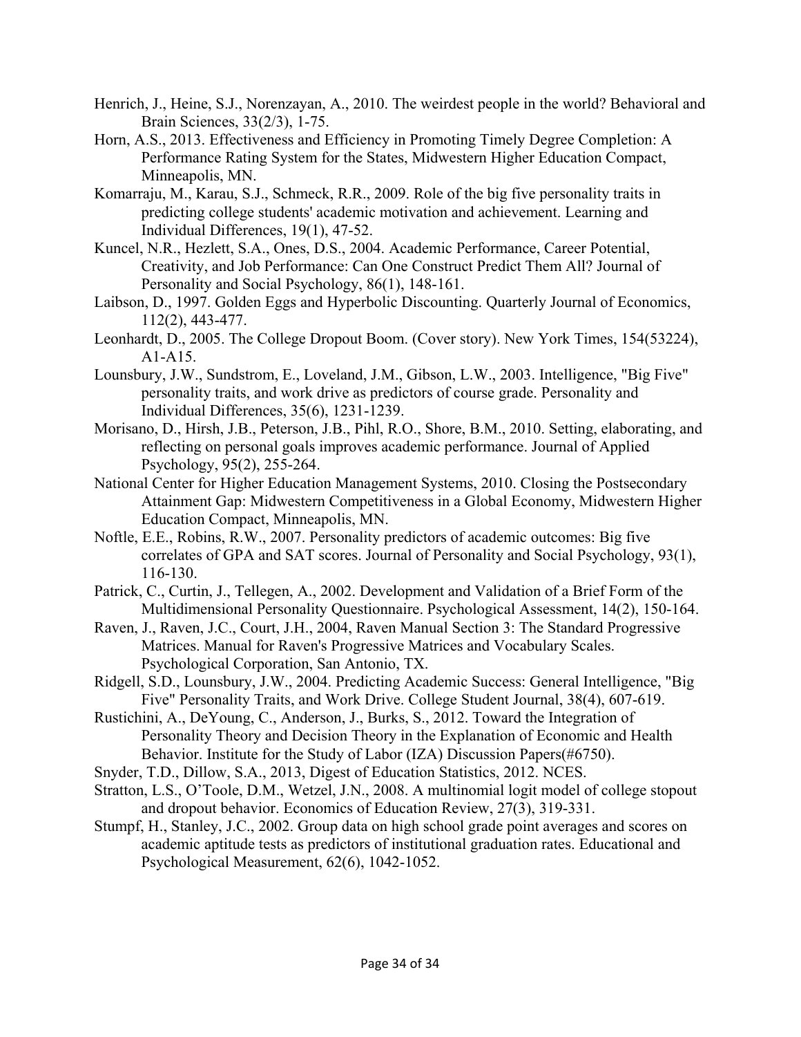Henrich, J., Heine, S.J., Norenzayan, A., 2010. The weirdest people in the world? Behavioral and Brain Sciences, 33(2/3), 1-75.

Horn, A.S., 2013. Effectiveness and Efficiency in Promoting Timely Degree Completion: A Performance Rating System for the States, Midwestern Higher Education Compact, Minneapolis, MN.

Komarraju, M., Karau, S.J., Schmeck, R.R., 2009. Role of the big five personality traits in predicting college students' academic motivation and achievement. Learning and Individual Differences, 19(1), 47-52.

Kuncel, N.R., Hezlett, S.A., Ones, D.S., 2004. Academic Performance, Career Potential, Creativity, and Job Performance: Can One Construct Predict Them All? Journal of Personality and Social Psychology, 86(1), 148-161.

Laibson, D., 1997. Golden Eggs and Hyperbolic Discounting. Quarterly Journal of Economics, 112(2), 443-477.

Leonhardt, D., 2005. The College Dropout Boom. (Cover story). New York Times, 154(53224), A1-A15.

Lounsbury, J.W., Sundstrom, E., Loveland, J.M., Gibson, L.W., 2003. Intelligence, "Big Five" personality traits, and work drive as predictors of course grade. Personality and Individual Differences, 35(6), 1231-1239.

Morisano, D., Hirsh, J.B., Peterson, J.B., Pihl, R.O., Shore, B.M., 2010. Setting, elaborating, and reflecting on personal goals improves academic performance. Journal of Applied Psychology, 95(2), 255-264.

National Center for Higher Education Management Systems, 2010. Closing the Postsecondary Attainment Gap: Midwestern Competitiveness in a Global Economy, Midwestern Higher Education Compact, Minneapolis, MN.

Noftle, E.E., Robins, R.W., 2007. Personality predictors of academic outcomes: Big five correlates of GPA and SAT scores. Journal of Personality and Social Psychology, 93(1), 116-130.

Patrick, C., Curtin, J., Tellegen, A., 2002. Development and Validation of a Brief Form of the Multidimensional Personality Questionnaire. Psychological Assessment, 14(2), 150-164.

Raven, J., Raven, J.C., Court, J.H., 2004, Raven Manual Section 3: The Standard Progressive Matrices. Manual for Raven's Progressive Matrices and Vocabulary Scales. Psychological Corporation, San Antonio, TX.

Ridgell, S.D., Lounsbury, J.W., 2004. Predicting Academic Success: General Intelligence, "Big Five" Personality Traits, and Work Drive. College Student Journal, 38(4), 607-619.

Rustichini, A., DeYoung, C., Anderson, J., Burks, S., 2012. Toward the Integration of Personality Theory and Decision Theory in the Explanation of Economic and Health Behavior. Institute for the Study of Labor (IZA) Discussion Papers(#6750).

Snyder, T.D., Dillow, S.A., 2013, Digest of Education Statistics, 2012. NCES.

Stratton, L.S., O'Toole, D.M., Wetzel, J.N., 2008. A multinomial logit model of college stopout and dropout behavior. Economics of Education Review, 27(3), 319-331.

Stumpf, H., Stanley, J.C., 2002. Group data on high school grade point averages and scores on academic aptitude tests as predictors of institutional graduation rates. Educational and Psychological Measurement, 62(6), 1042-1052.